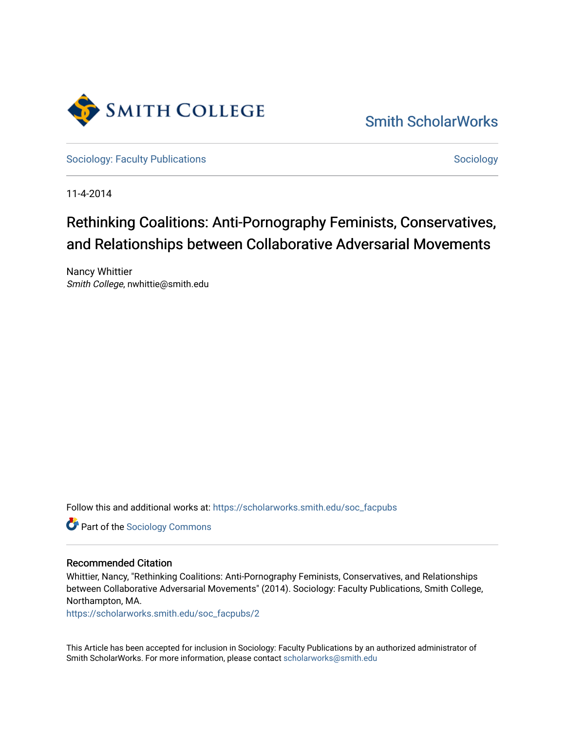Smith College

Smith ScholarWorks

Sociology: Faculty Publications

Sociology

11-4-2014

# Rethinking Coalitions: Anti-Pornography Feminists, Conservatives, and Relationships between Collaborative Adversarial Movements

Nancy Whittier
*Smith College*, nwhittie@smith.edu

Follow this and additional works at: https://scholarworks.smith.edu/soc_facpubs

Part of the Sociology Commons

## Recommended Citation

Whittier, Nancy, "Rethinking Coalitions: Anti-Pornography Feminists, Conservatives, and Relationships between Collaborative Adversarial Movements" (2014). Sociology: Faculty Publications, Smith College, Northampton, MA.
https://scholarworks.smith.edu/soc_facpubs/2

This Article has been accepted for inclusion in Sociology: Faculty Publications by an authorized administrator of Smith ScholarWorks. For more information, please contact scholarworks@smith.edu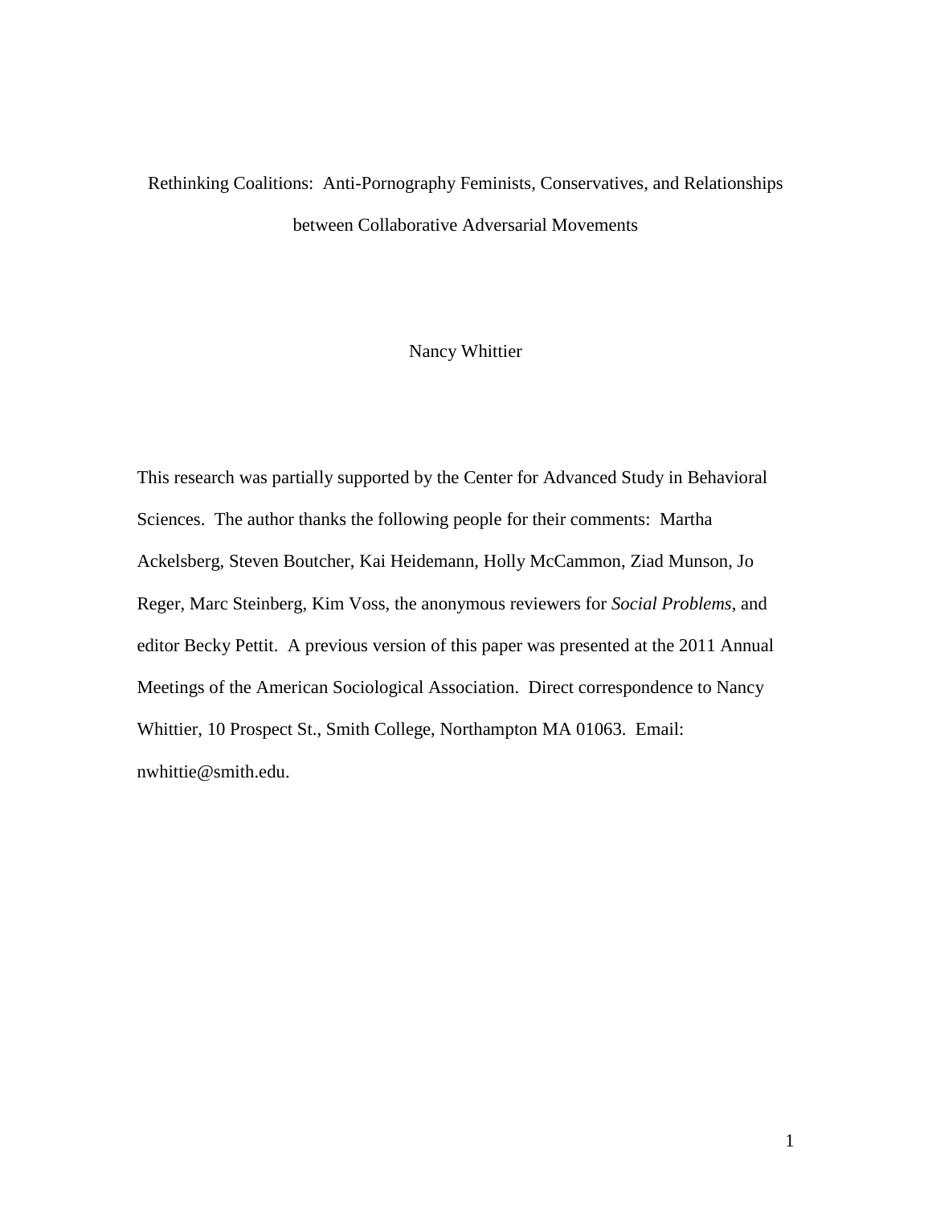# Rethinking Coalitions: Anti-Pornography Feminists, Conservatives, and Relationships between Collaborative Adversarial Movements

Nancy Whittier

This research was partially supported by the Center for Advanced Study in Behavioral Sciences. The author thanks the following people for their comments: Martha Ackelsberg, Steven Boutcher, Kai Heidemann, Holly McCammon, Ziad Munson, Jo Reger, Marc Steinberg, Kim Voss, the anonymous reviewers for *Social Problems*, and editor Becky Pettit. A previous version of this paper was presented at the 2011 Annual Meetings of the American Sociological Association. Direct correspondence to Nancy Whittier, 10 Prospect St., Smith College, Northampton MA 01063. Email: nwhittie@smith.edu.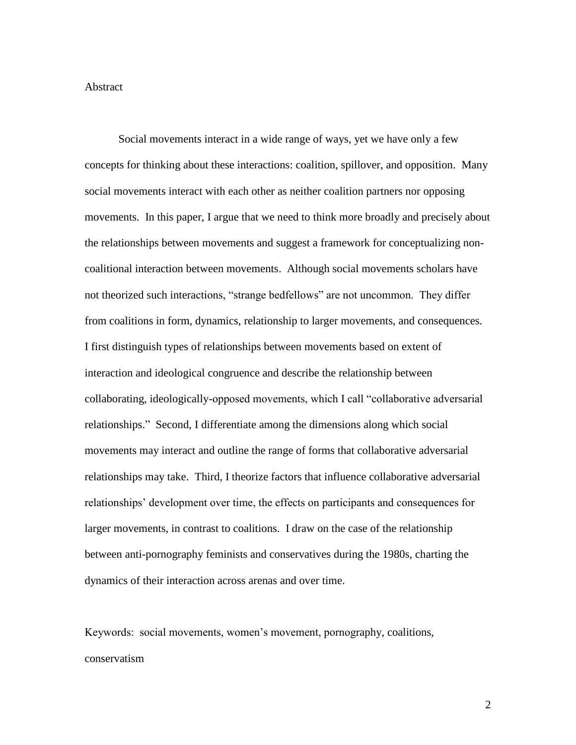Abstract

Social movements interact in a wide range of ways, yet we have only a few concepts for thinking about these interactions: coalition, spillover, and opposition. Many social movements interact with each other as neither coalition partners nor opposing movements. In this paper, I argue that we need to think more broadly and precisely about the relationships between movements and suggest a framework for conceptualizing non-coalitional interaction between movements. Although social movements scholars have not theorized such interactions, "strange bedfellows" are not uncommon. They differ from coalitions in form, dynamics, relationship to larger movements, and consequences. I first distinguish types of relationships between movements based on extent of interaction and ideological congruence and describe the relationship between collaborating, ideologically-opposed movements, which I call "collaborative adversarial relationships." Second, I differentiate among the dimensions along which social movements may interact and outline the range of forms that collaborative adversarial relationships may take. Third, I theorize factors that influence collaborative adversarial relationships' development over time, the effects on participants and consequences for larger movements, in contrast to coalitions. I draw on the case of the relationship between anti-pornography feminists and conservatives during the 1980s, charting the dynamics of their interaction across arenas and over time.

Keywords: social movements, women's movement, pornography, coalitions, conservatism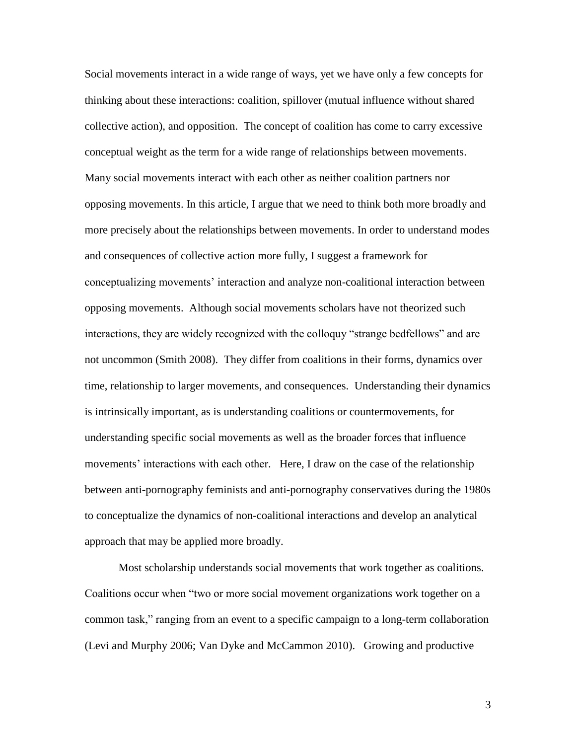Social movements interact in a wide range of ways, yet we have only a few concepts for thinking about these interactions: coalition, spillover (mutual influence without shared collective action), and opposition. The concept of coalition has come to carry excessive conceptual weight as the term for a wide range of relationships between movements. Many social movements interact with each other as neither coalition partners nor opposing movements. In this article, I argue that we need to think both more broadly and more precisely about the relationships between movements. In order to understand modes and consequences of collective action more fully, I suggest a framework for conceptualizing movements' interaction and analyze non-coalitional interaction between opposing movements. Although social movements scholars have not theorized such interactions, they are widely recognized with the colloquy "strange bedfellows" and are not uncommon (Smith 2008). They differ from coalitions in their forms, dynamics over time, relationship to larger movements, and consequences. Understanding their dynamics is intrinsically important, as is understanding coalitions or countermovements, for understanding specific social movements as well as the broader forces that influence movements' interactions with each other. Here, I draw on the case of the relationship between anti-pornography feminists and anti-pornography conservatives during the 1980s to conceptualize the dynamics of non-coalitional interactions and develop an analytical approach that may be applied more broadly.

Most scholarship understands social movements that work together as coalitions. Coalitions occur when "two or more social movement organizations work together on a common task," ranging from an event to a specific campaign to a long-term collaboration (Levi and Murphy 2006; Van Dyke and McCammon 2010). Growing and productive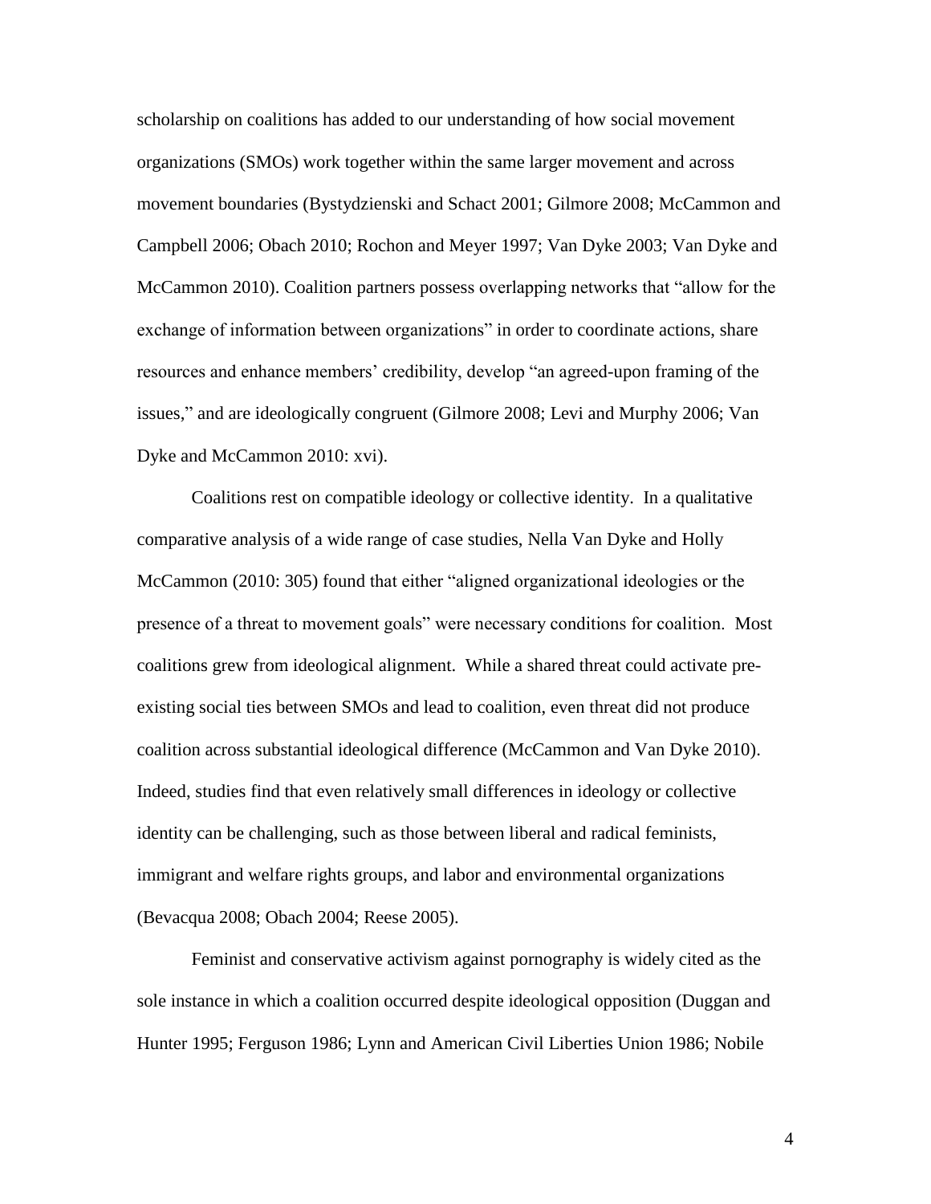scholarship on coalitions has added to our understanding of how social movement organizations (SMOs) work together within the same larger movement and across movement boundaries (Bystydzienski and Schact 2001; Gilmore 2008; McCammon and Campbell 2006; Obach 2010; Rochon and Meyer 1997; Van Dyke 2003; Van Dyke and McCammon 2010). Coalition partners possess overlapping networks that "allow for the exchange of information between organizations" in order to coordinate actions, share resources and enhance members' credibility, develop "an agreed-upon framing of the issues," and are ideologically congruent (Gilmore 2008; Levi and Murphy 2006; Van Dyke and McCammon 2010: xvi).

Coalitions rest on compatible ideology or collective identity. In a qualitative comparative analysis of a wide range of case studies, Nella Van Dyke and Holly McCammon (2010: 305) found that either "aligned organizational ideologies or the presence of a threat to movement goals" were necessary conditions for coalition. Most coalitions grew from ideological alignment. While a shared threat could activate pre-existing social ties between SMOs and lead to coalition, even threat did not produce coalition across substantial ideological difference (McCammon and Van Dyke 2010). Indeed, studies find that even relatively small differences in ideology or collective identity can be challenging, such as those between liberal and radical feminists, immigrant and welfare rights groups, and labor and environmental organizations (Bevacqua 2008; Obach 2004; Reese 2005).

Feminist and conservative activism against pornography is widely cited as the sole instance in which a coalition occurred despite ideological opposition (Duggan and Hunter 1995; Ferguson 1986; Lynn and American Civil Liberties Union 1986; Nobile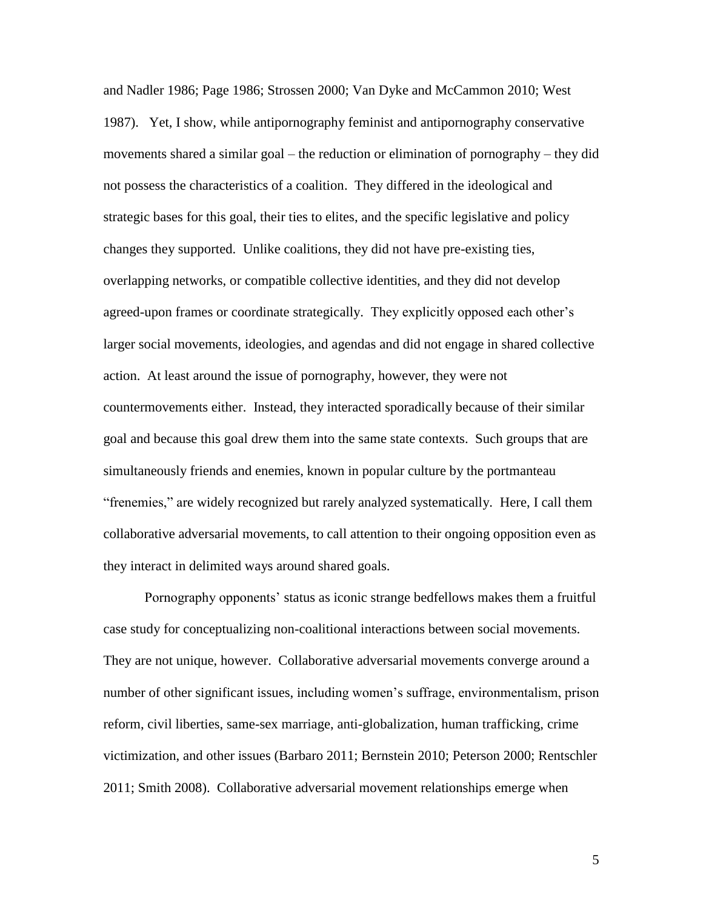and Nadler 1986; Page 1986; Strossen 2000; Van Dyke and McCammon 2010; West 1987). Yet, I show, while antipornography feminist and antipornography conservative movements shared a similar goal – the reduction or elimination of pornography – they did not possess the characteristics of a coalition. They differed in the ideological and strategic bases for this goal, their ties to elites, and the specific legislative and policy changes they supported. Unlike coalitions, they did not have pre-existing ties, overlapping networks, or compatible collective identities, and they did not develop agreed-upon frames or coordinate strategically. They explicitly opposed each other's larger social movements, ideologies, and agendas and did not engage in shared collective action. At least around the issue of pornography, however, they were not countermovements either. Instead, they interacted sporadically because of their similar goal and because this goal drew them into the same state contexts. Such groups that are simultaneously friends and enemies, known in popular culture by the portmanteau "frenemies," are widely recognized but rarely analyzed systematically. Here, I call them collaborative adversarial movements, to call attention to their ongoing opposition even as they interact in delimited ways around shared goals.

Pornography opponents' status as iconic strange bedfellows makes them a fruitful case study for conceptualizing non-coalitional interactions between social movements. They are not unique, however. Collaborative adversarial movements converge around a number of other significant issues, including women's suffrage, environmentalism, prison reform, civil liberties, same-sex marriage, anti-globalization, human trafficking, crime victimization, and other issues (Barbaro 2011; Bernstein 2010; Peterson 2000; Rentschler 2011; Smith 2008). Collaborative adversarial movement relationships emerge when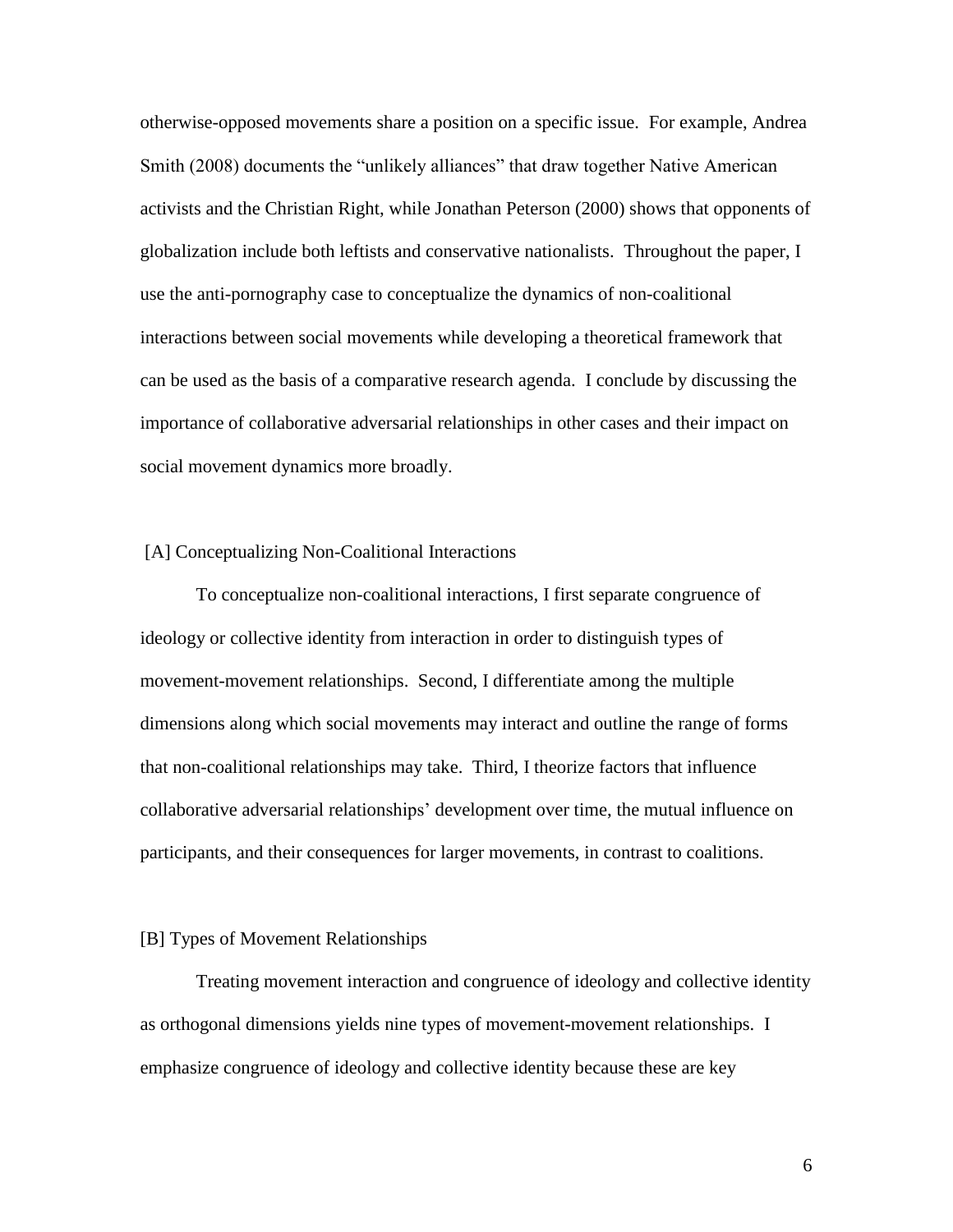otherwise-opposed movements share a position on a specific issue. For example, Andrea Smith (2008) documents the "unlikely alliances" that draw together Native American activists and the Christian Right, while Jonathan Peterson (2000) shows that opponents of globalization include both leftists and conservative nationalists. Throughout the paper, I use the anti-pornography case to conceptualize the dynamics of non-coalitional interactions between social movements while developing a theoretical framework that can be used as the basis of a comparative research agenda. I conclude by discussing the importance of collaborative adversarial relationships in other cases and their impact on social movement dynamics more broadly.

## [A] Conceptualizing Non-Coalitional Interactions

To conceptualize non-coalitional interactions, I first separate congruence of ideology or collective identity from interaction in order to distinguish types of movement-movement relationships. Second, I differentiate among the multiple dimensions along which social movements may interact and outline the range of forms that non-coalitional relationships may take. Third, I theorize factors that influence collaborative adversarial relationships' development over time, the mutual influence on participants, and their consequences for larger movements, in contrast to coalitions.

### [B] Types of Movement Relationships

Treating movement interaction and congruence of ideology and collective identity as orthogonal dimensions yields nine types of movement-movement relationships. I emphasize congruence of ideology and collective identity because these are key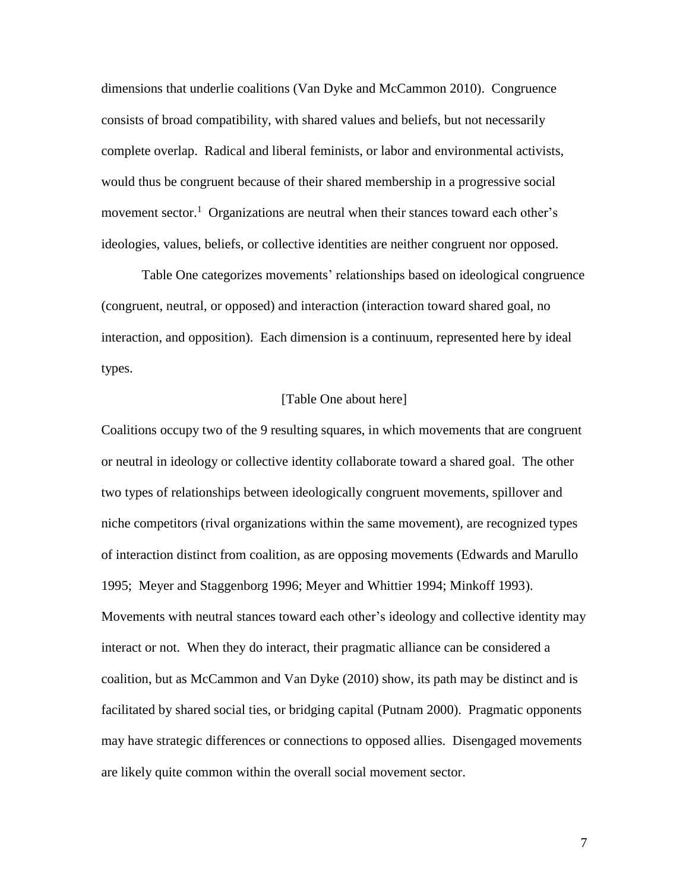dimensions that underlie coalitions (Van Dyke and McCammon 2010). Congruence consists of broad compatibility, with shared values and beliefs, but not necessarily complete overlap. Radical and liberal feminists, or labor and environmental activists, would thus be congruent because of their shared membership in a progressive social movement sector.[1] Organizations are neutral when their stances toward each other's ideologies, values, beliefs, or collective identities are neither congruent nor opposed.

Table One categorizes movements' relationships based on ideological congruence (congruent, neutral, or opposed) and interaction (interaction toward shared goal, no interaction, and opposition). Each dimension is a continuum, represented here by ideal types.

[Table One about here]

Coalitions occupy two of the 9 resulting squares, in which movements that are congruent or neutral in ideology or collective identity collaborate toward a shared goal. The other two types of relationships between ideologically congruent movements, spillover and niche competitors (rival organizations within the same movement), are recognized types of interaction distinct from coalition, as are opposing movements (Edwards and Marullo 1995; Meyer and Staggenborg 1996; Meyer and Whittier 1994; Minkoff 1993). Movements with neutral stances toward each other's ideology and collective identity may interact or not. When they do interact, their pragmatic alliance can be considered a coalition, but as McCammon and Van Dyke (2010) show, its path may be distinct and is facilitated by shared social ties, or bridging capital (Putnam 2000). Pragmatic opponents may have strategic differences or connections to opposed allies. Disengaged movements are likely quite common within the overall social movement sector.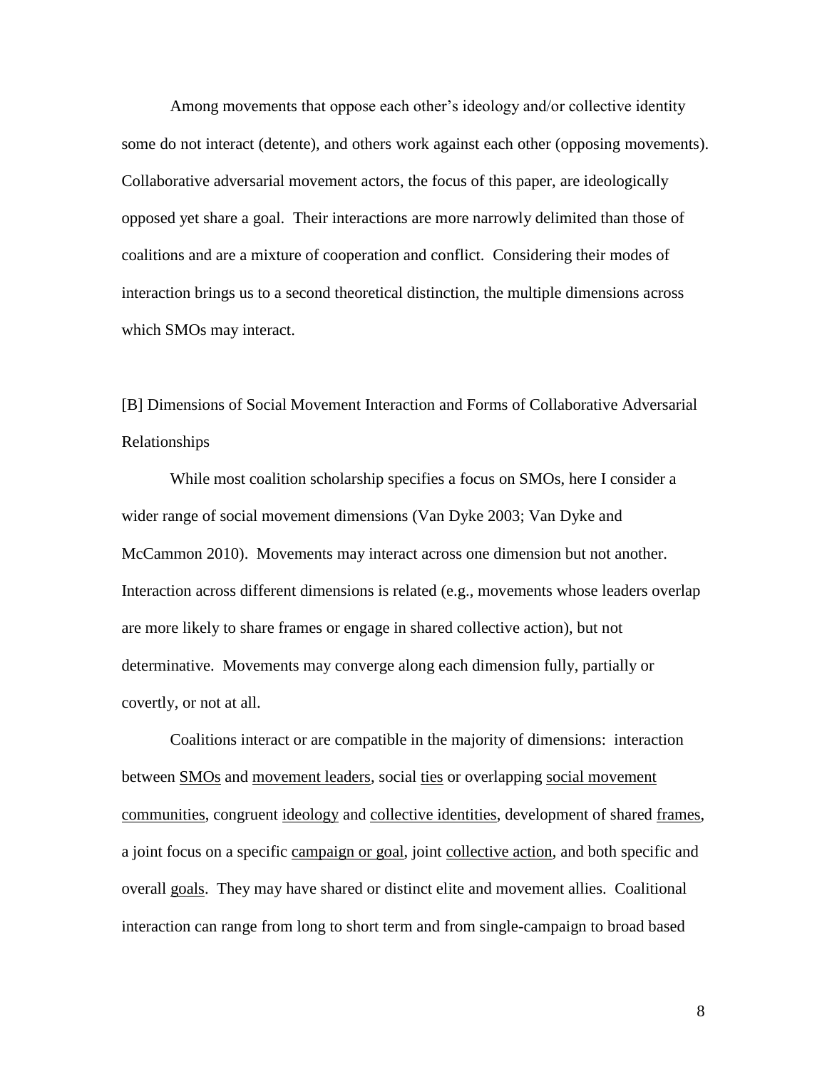Among movements that oppose each other's ideology and/or collective identity some do not interact (detente), and others work against each other (opposing movements). Collaborative adversarial movement actors, the focus of this paper, are ideologically opposed yet share a goal. Their interactions are more narrowly delimited than those of coalitions and are a mixture of cooperation and conflict. Considering their modes of interaction brings us to a second theoretical distinction, the multiple dimensions across which SMOs may interact.

[B] Dimensions of Social Movement Interaction and Forms of Collaborative Adversarial Relationships

While most coalition scholarship specifies a focus on SMOs, here I consider a wider range of social movement dimensions (Van Dyke 2003; Van Dyke and McCammon 2010). Movements may interact across one dimension but not another. Interaction across different dimensions is related (e.g., movements whose leaders overlap are more likely to share frames or engage in shared collective action), but not determinative. Movements may converge along each dimension fully, partially or covertly, or not at all.

Coalitions interact or are compatible in the majority of dimensions: interaction between <u>SMOs</u> and <u>movement leaders</u>, social <u>ties</u> or overlapping <u>social movement communities</u>, congruent <u>ideology</u> and <u>collective identities</u>, development of shared <u>frames</u>, a joint focus on a specific <u>campaign or goal</u>, joint <u>collective action</u>, and both specific and overall <u>goals</u>. They may have shared or distinct elite and movement allies. Coalitional interaction can range from long to short term and from single-campaign to broad based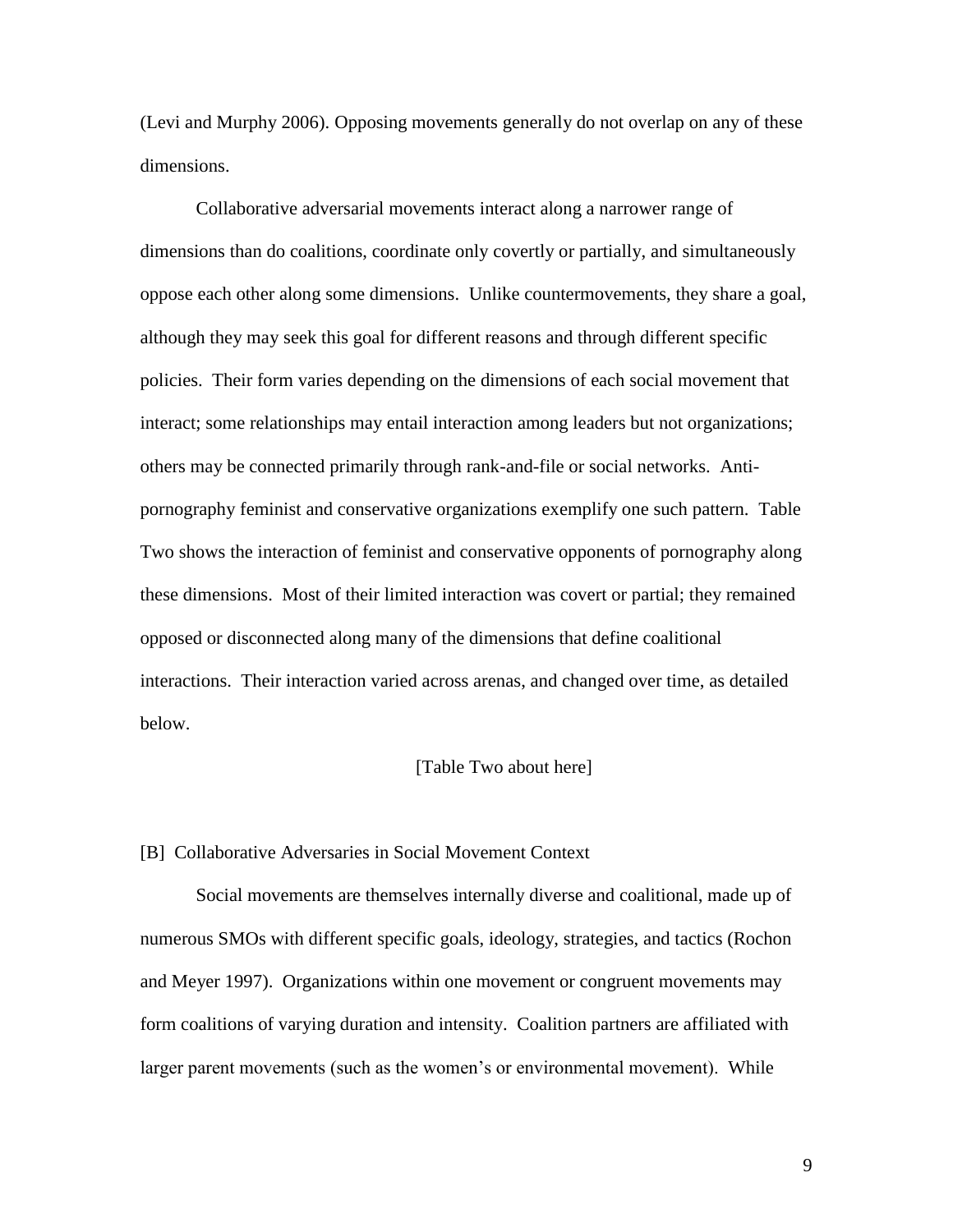(Levi and Murphy 2006). Opposing movements generally do not overlap on any of these dimensions.

Collaborative adversarial movements interact along a narrower range of dimensions than do coalitions, coordinate only covertly or partially, and simultaneously oppose each other along some dimensions. Unlike countermovements, they share a goal, although they may seek this goal for different reasons and through different specific policies. Their form varies depending on the dimensions of each social movement that interact; some relationships may entail interaction among leaders but not organizations; others may be connected primarily through rank-and-file or social networks. Anti-pornography feminist and conservative organizations exemplify one such pattern. Table Two shows the interaction of feminist and conservative opponents of pornography along these dimensions. Most of their limited interaction was covert or partial; they remained opposed or disconnected along many of the dimensions that define coalitional interactions. Their interaction varied across arenas, and changed over time, as detailed below.

[Table Two about here]

## [B] Collaborative Adversaries in Social Movement Context

Social movements are themselves internally diverse and coalitional, made up of numerous SMOs with different specific goals, ideology, strategies, and tactics (Rochon and Meyer 1997). Organizations within one movement or congruent movements may form coalitions of varying duration and intensity. Coalition partners are affiliated with larger parent movements (such as the women's or environmental movement). While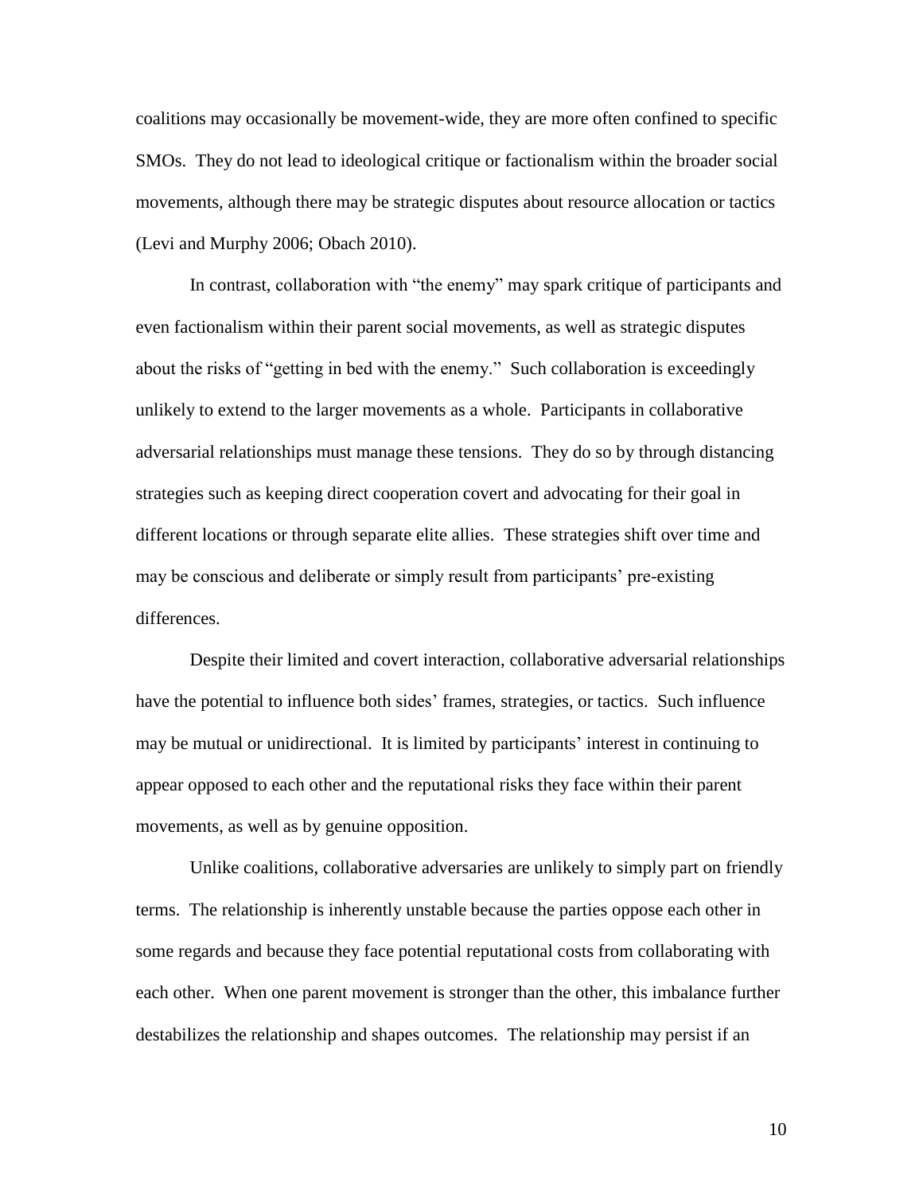coalitions may occasionally be movement-wide, they are more often confined to specific SMOs. They do not lead to ideological critique or factionalism within the broader social movements, although there may be strategic disputes about resource allocation or tactics (Levi and Murphy 2006; Obach 2010).

In contrast, collaboration with "the enemy" may spark critique of participants and even factionalism within their parent social movements, as well as strategic disputes about the risks of "getting in bed with the enemy." Such collaboration is exceedingly unlikely to extend to the larger movements as a whole. Participants in collaborative adversarial relationships must manage these tensions. They do so by through distancing strategies such as keeping direct cooperation covert and advocating for their goal in different locations or through separate elite allies. These strategies shift over time and may be conscious and deliberate or simply result from participants' pre-existing differences.

Despite their limited and covert interaction, collaborative adversarial relationships have the potential to influence both sides' frames, strategies, or tactics. Such influence may be mutual or unidirectional. It is limited by participants' interest in continuing to appear opposed to each other and the reputational risks they face within their parent movements, as well as by genuine opposition.

Unlike coalitions, collaborative adversaries are unlikely to simply part on friendly terms. The relationship is inherently unstable because the parties oppose each other in some regards and because they face potential reputational costs from collaborating with each other. When one parent movement is stronger than the other, this imbalance further destabilizes the relationship and shapes outcomes. The relationship may persist if an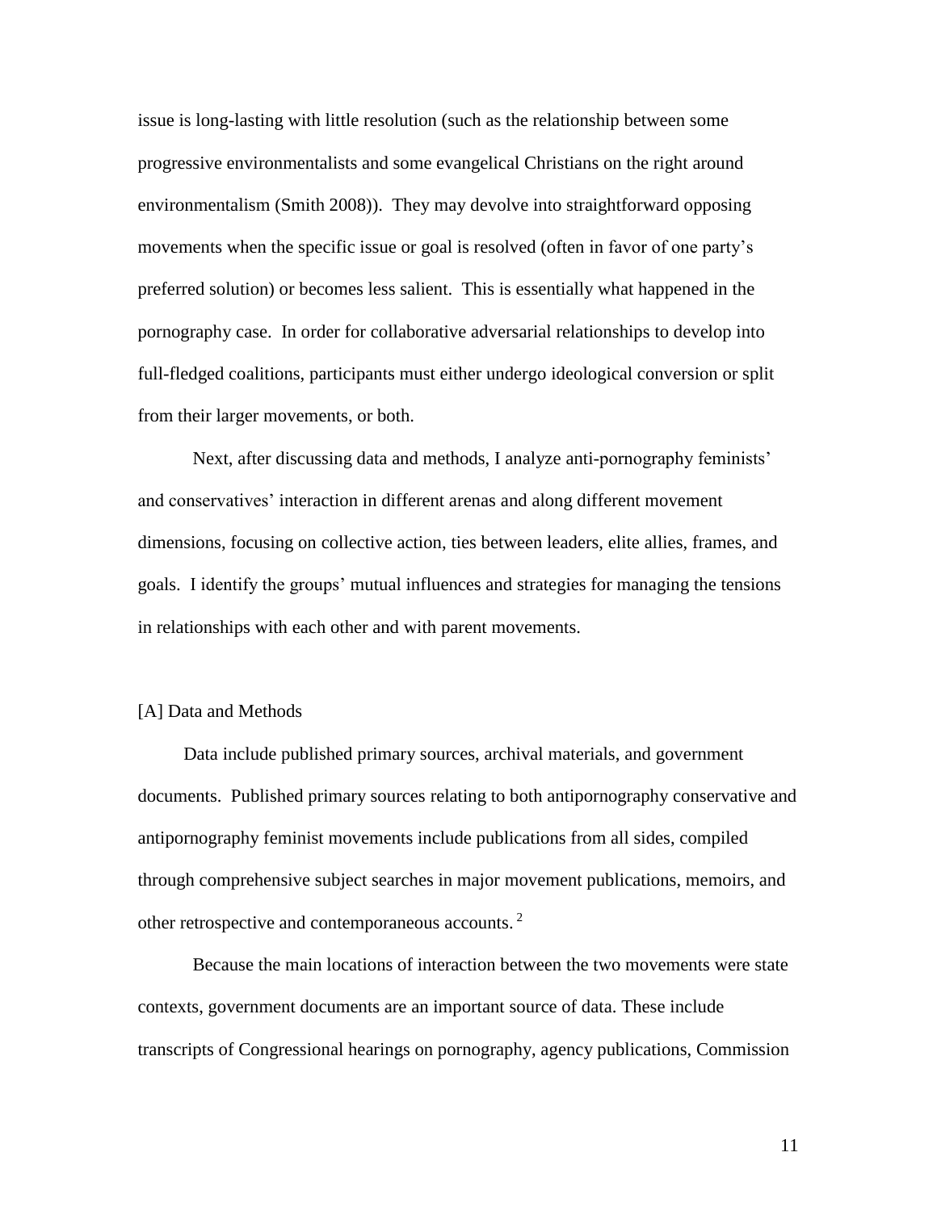issue is long-lasting with little resolution (such as the relationship between some progressive environmentalists and some evangelical Christians on the right around environmentalism (Smith 2008)). They may devolve into straightforward opposing movements when the specific issue or goal is resolved (often in favor of one party's preferred solution) or becomes less salient. This is essentially what happened in the pornography case. In order for collaborative adversarial relationships to develop into full-fledged coalitions, participants must either undergo ideological conversion or split from their larger movements, or both.

Next, after discussing data and methods, I analyze anti-pornography feminists' and conservatives' interaction in different arenas and along different movement dimensions, focusing on collective action, ties between leaders, elite allies, frames, and goals. I identify the groups' mutual influences and strategies for managing the tensions in relationships with each other and with parent movements.

## [A] Data and Methods

Data include published primary sources, archival materials, and government documents. Published primary sources relating to both antipornography conservative and antipornography feminist movements include publications from all sides, compiled through comprehensive subject searches in major movement publications, memoirs, and other retrospective and contemporaneous accounts. [2]

Because the main locations of interaction between the two movements were state contexts, government documents are an important source of data. These include transcripts of Congressional hearings on pornography, agency publications, Commission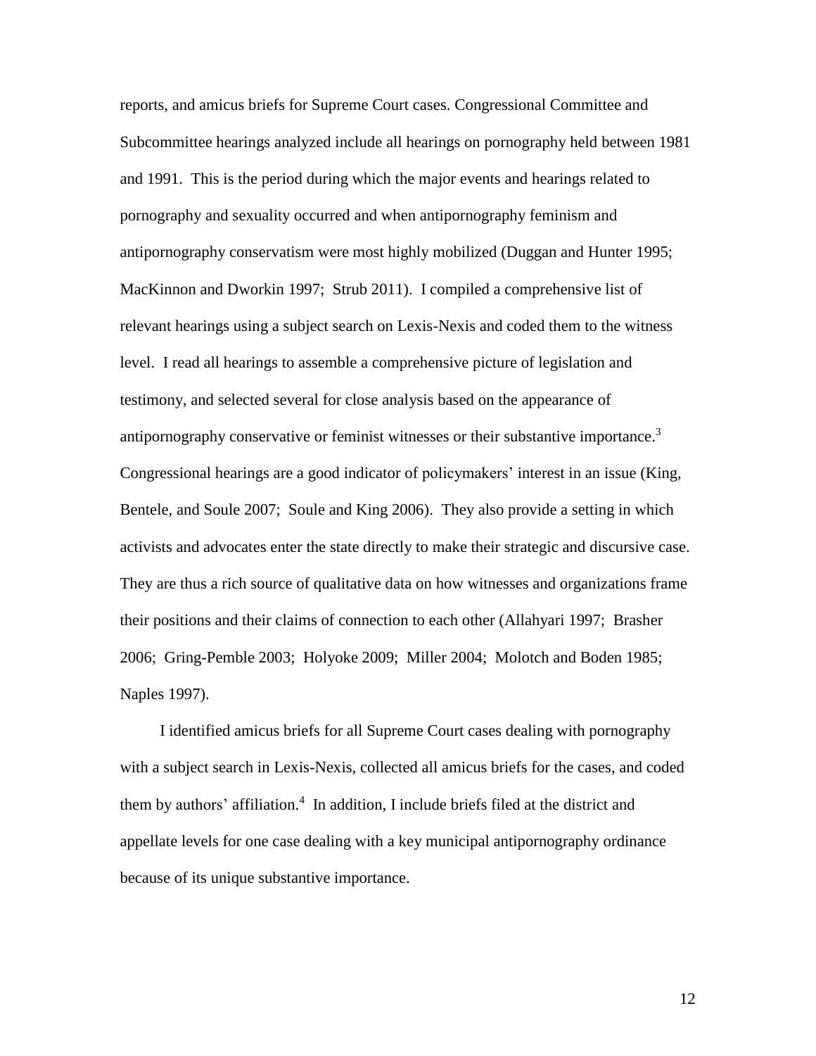reports, and amicus briefs for Supreme Court cases. Congressional Committee and Subcommittee hearings analyzed include all hearings on pornography held between 1981 and 1991. This is the period during which the major events and hearings related to pornography and sexuality occurred and when antipornography feminism and antipornography conservatism were most highly mobilized (Duggan and Hunter 1995; MacKinnon and Dworkin 1997; Strub 2011). I compiled a comprehensive list of relevant hearings using a subject search on Lexis-Nexis and coded them to the witness level. I read all hearings to assemble a comprehensive picture of legislation and testimony, and selected several for close analysis based on the appearance of antipornography conservative or feminist witnesses or their substantive importance.[3] Congressional hearings are a good indicator of policymakers' interest in an issue (King, Bentele, and Soule 2007; Soule and King 2006). They also provide a setting in which activists and advocates enter the state directly to make their strategic and discursive case. They are thus a rich source of qualitative data on how witnesses and organizations frame their positions and their claims of connection to each other (Allahyari 1997; Brasher 2006; Gring-Pemble 2003; Holyoke 2009; Miller 2004; Molotch and Boden 1985; Naples 1997).

I identified amicus briefs for all Supreme Court cases dealing with pornography with a subject search in Lexis-Nexis, collected all amicus briefs for the cases, and coded them by authors' affiliation.[4] In addition, I include briefs filed at the district and appellate levels for one case dealing with a key municipal antipornography ordinance because of its unique substantive importance.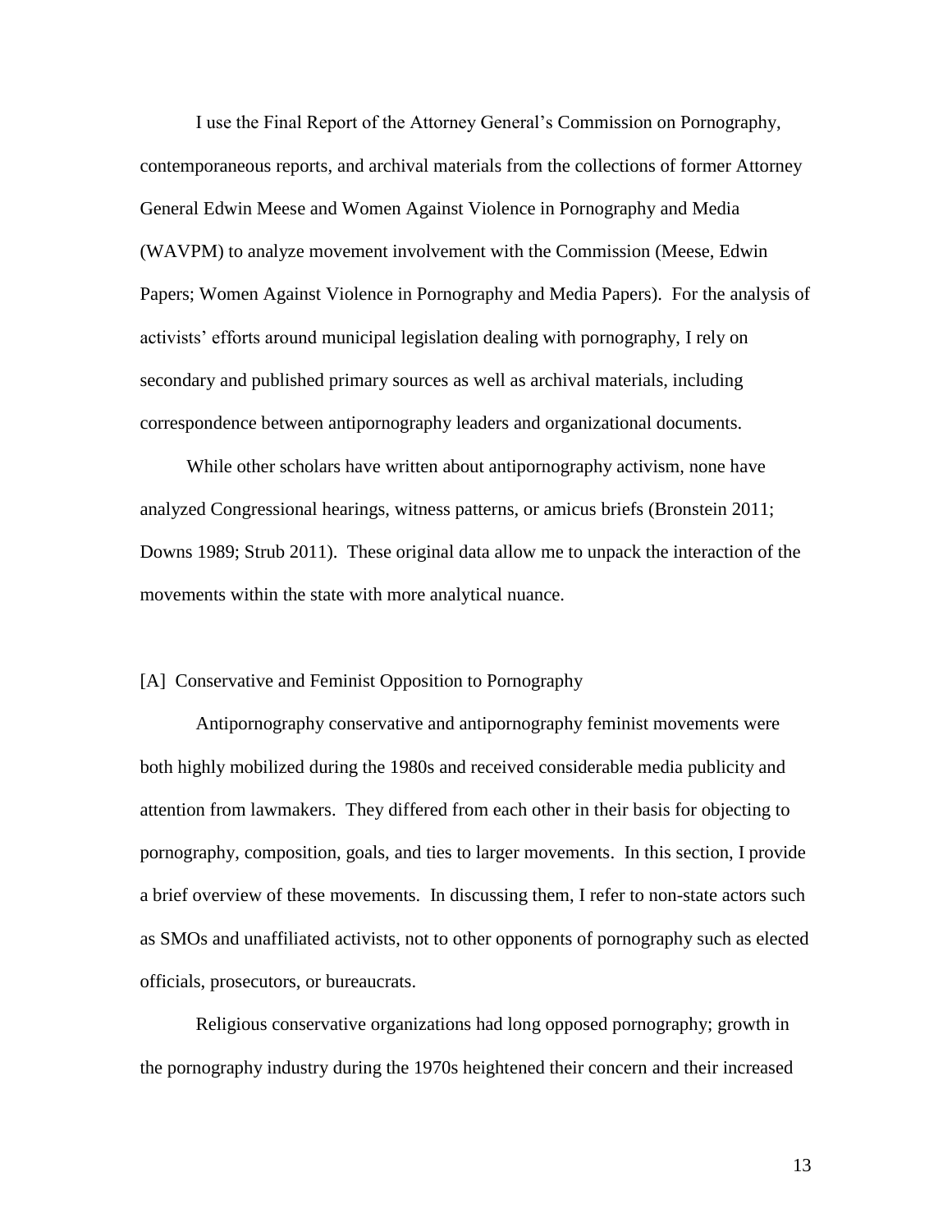I use the Final Report of the Attorney General's Commission on Pornography, contemporaneous reports, and archival materials from the collections of former Attorney General Edwin Meese and Women Against Violence in Pornography and Media (WAVPM) to analyze movement involvement with the Commission (Meese, Edwin Papers; Women Against Violence in Pornography and Media Papers). For the analysis of activists' efforts around municipal legislation dealing with pornography, I rely on secondary and published primary sources as well as archival materials, including correspondence between antipornography leaders and organizational documents.

While other scholars have written about antipornography activism, none have analyzed Congressional hearings, witness patterns, or amicus briefs (Bronstein 2011; Downs 1989; Strub 2011). These original data allow me to unpack the interaction of the movements within the state with more analytical nuance.

## [A] Conservative and Feminist Opposition to Pornography

Antipornography conservative and antipornography feminist movements were both highly mobilized during the 1980s and received considerable media publicity and attention from lawmakers. They differed from each other in their basis for objecting to pornography, composition, goals, and ties to larger movements. In this section, I provide a brief overview of these movements. In discussing them, I refer to non-state actors such as SMOs and unaffiliated activists, not to other opponents of pornography such as elected officials, prosecutors, or bureaucrats.

Religious conservative organizations had long opposed pornography; growth in the pornography industry during the 1970s heightened their concern and their increased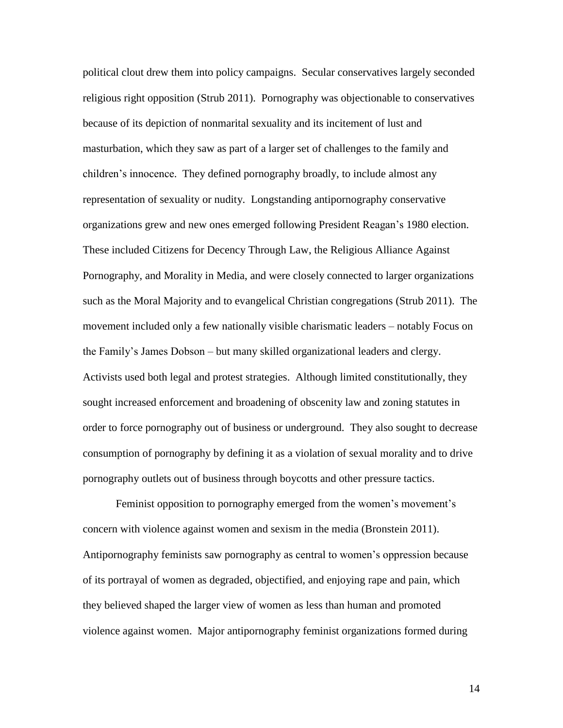political clout drew them into policy campaigns. Secular conservatives largely seconded religious right opposition (Strub 2011). Pornography was objectionable to conservatives because of its depiction of nonmarital sexuality and its incitement of lust and masturbation, which they saw as part of a larger set of challenges to the family and children's innocence. They defined pornography broadly, to include almost any representation of sexuality or nudity. Longstanding antipornography conservative organizations grew and new ones emerged following President Reagan's 1980 election. These included Citizens for Decency Through Law, the Religious Alliance Against Pornography, and Morality in Media, and were closely connected to larger organizations such as the Moral Majority and to evangelical Christian congregations (Strub 2011). The movement included only a few nationally visible charismatic leaders – notably Focus on the Family's James Dobson – but many skilled organizational leaders and clergy. Activists used both legal and protest strategies. Although limited constitutionally, they sought increased enforcement and broadening of obscenity law and zoning statutes in order to force pornography out of business or underground. They also sought to decrease consumption of pornography by defining it as a violation of sexual morality and to drive pornography outlets out of business through boycotts and other pressure tactics.

Feminist opposition to pornography emerged from the women's movement's concern with violence against women and sexism in the media (Bronstein 2011). Antipornography feminists saw pornography as central to women's oppression because of its portrayal of women as degraded, objectified, and enjoying rape and pain, which they believed shaped the larger view of women as less than human and promoted violence against women. Major antipornography feminist organizations formed during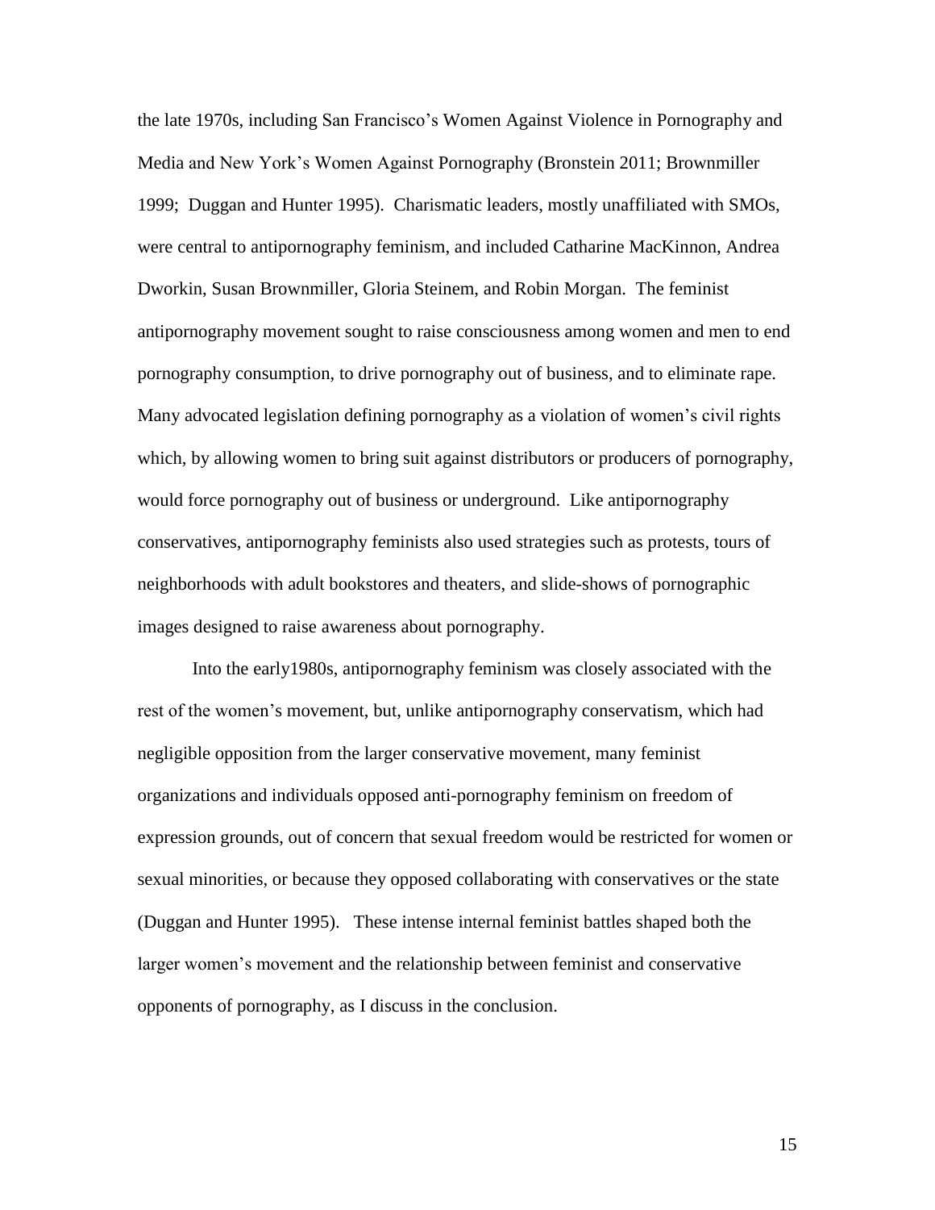the late 1970s, including San Francisco's Women Against Violence in Pornography and Media and New York's Women Against Pornography (Bronstein 2011; Brownmiller 1999; Duggan and Hunter 1995). Charismatic leaders, mostly unaffiliated with SMOs, were central to antipornography feminism, and included Catharine MacKinnon, Andrea Dworkin, Susan Brownmiller, Gloria Steinem, and Robin Morgan. The feminist antipornography movement sought to raise consciousness among women and men to end pornography consumption, to drive pornography out of business, and to eliminate rape. Many advocated legislation defining pornography as a violation of women's civil rights which, by allowing women to bring suit against distributors or producers of pornography, would force pornography out of business or underground. Like antipornography conservatives, antipornography feminists also used strategies such as protests, tours of neighborhoods with adult bookstores and theaters, and slide-shows of pornographic images designed to raise awareness about pornography.

Into the early1980s, antipornography feminism was closely associated with the rest of the women's movement, but, unlike antipornography conservatism, which had negligible opposition from the larger conservative movement, many feminist organizations and individuals opposed anti-pornography feminism on freedom of expression grounds, out of concern that sexual freedom would be restricted for women or sexual minorities, or because they opposed collaborating with conservatives or the state (Duggan and Hunter 1995). These intense internal feminist battles shaped both the larger women's movement and the relationship between feminist and conservative opponents of pornography, as I discuss in the conclusion.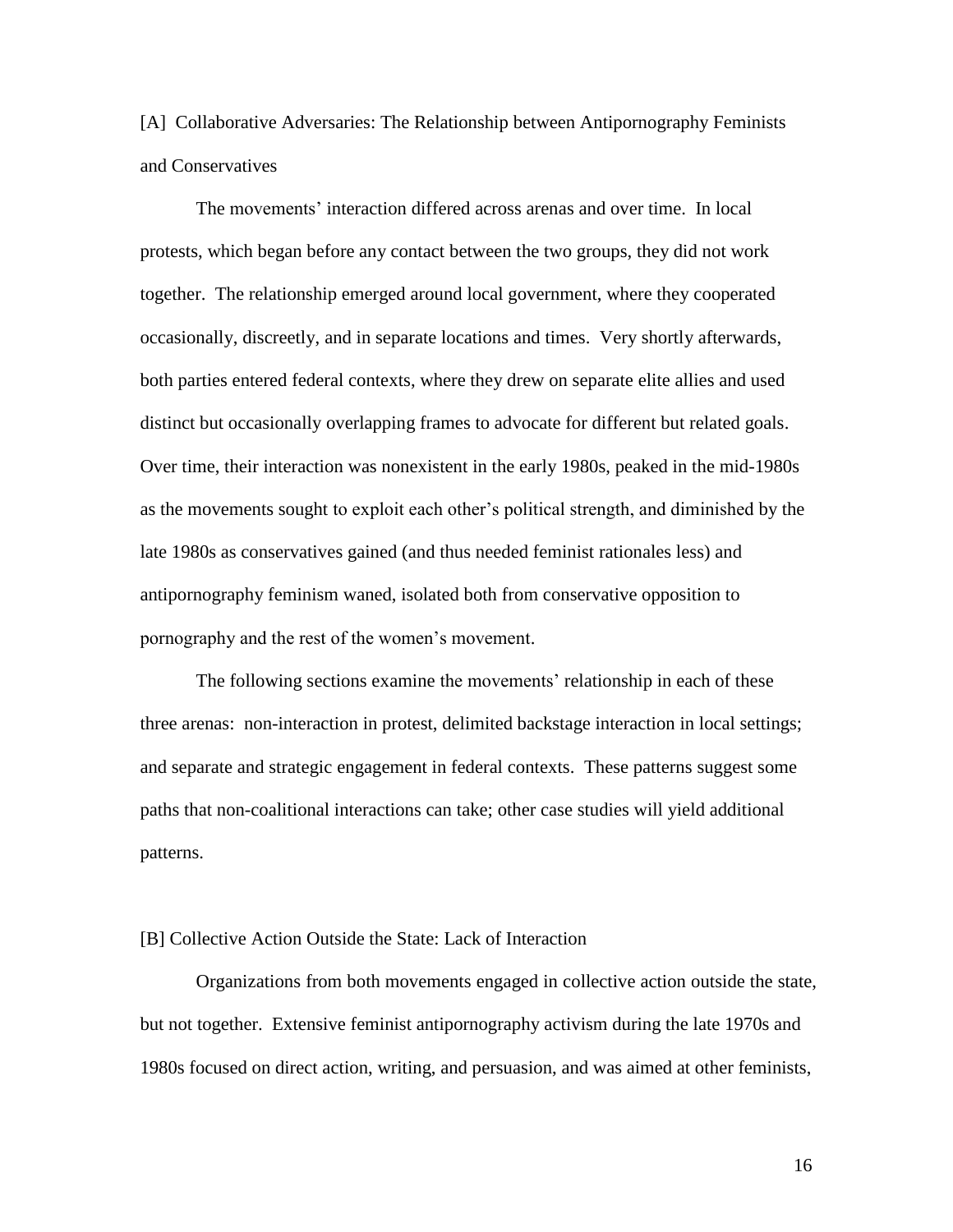## [A] Collaborative Adversaries: The Relationship between Antipornography Feminists and Conservatives

The movements' interaction differed across arenas and over time. In local protests, which began before any contact between the two groups, they did not work together. The relationship emerged around local government, where they cooperated occasionally, discreetly, and in separate locations and times. Very shortly afterwards, both parties entered federal contexts, where they drew on separate elite allies and used distinct but occasionally overlapping frames to advocate for different but related goals. Over time, their interaction was nonexistent in the early 1980s, peaked in the mid-1980s as the movements sought to exploit each other's political strength, and diminished by the late 1980s as conservatives gained (and thus needed feminist rationales less) and antipornography feminism waned, isolated both from conservative opposition to pornography and the rest of the women's movement.

The following sections examine the movements' relationship in each of these three arenas: non-interaction in protest, delimited backstage interaction in local settings; and separate and strategic engagement in federal contexts. These patterns suggest some paths that non-coalitional interactions can take; other case studies will yield additional patterns.

### [B] Collective Action Outside the State: Lack of Interaction

Organizations from both movements engaged in collective action outside the state, but not together. Extensive feminist antipornography activism during the late 1970s and 1980s focused on direct action, writing, and persuasion, and was aimed at other feminists,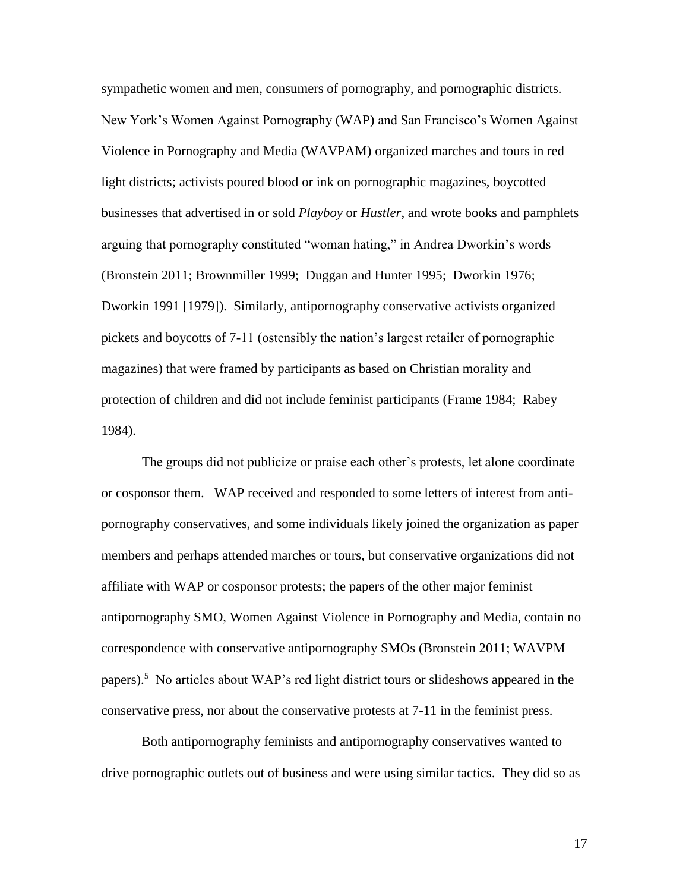sympathetic women and men, consumers of pornography, and pornographic districts. New York's Women Against Pornography (WAP) and San Francisco's Women Against Violence in Pornography and Media (WAVPAM) organized marches and tours in red light districts; activists poured blood or ink on pornographic magazines, boycotted businesses that advertised in or sold *Playboy* or *Hustler*, and wrote books and pamphlets arguing that pornography constituted "woman hating," in Andrea Dworkin's words (Bronstein 2011; Brownmiller 1999; Duggan and Hunter 1995; Dworkin 1976; Dworkin 1991 [1979]). Similarly, antipornography conservative activists organized pickets and boycotts of 7-11 (ostensibly the nation's largest retailer of pornographic magazines) that were framed by participants as based on Christian morality and protection of children and did not include feminist participants (Frame 1984; Rabey 1984).

The groups did not publicize or praise each other's protests, let alone coordinate or cosponsor them. WAP received and responded to some letters of interest from anti-pornography conservatives, and some individuals likely joined the organization as paper members and perhaps attended marches or tours, but conservative organizations did not affiliate with WAP or cosponsor protests; the papers of the other major feminist antipornography SMO, Women Against Violence in Pornography and Media, contain no correspondence with conservative antipornography SMOs (Bronstein 2011; WAVPM papers).[5] No articles about WAP's red light district tours or slideshows appeared in the conservative press, nor about the conservative protests at 7-11 in the feminist press.

Both antipornography feminists and antipornography conservatives wanted to drive pornographic outlets out of business and were using similar tactics. They did so as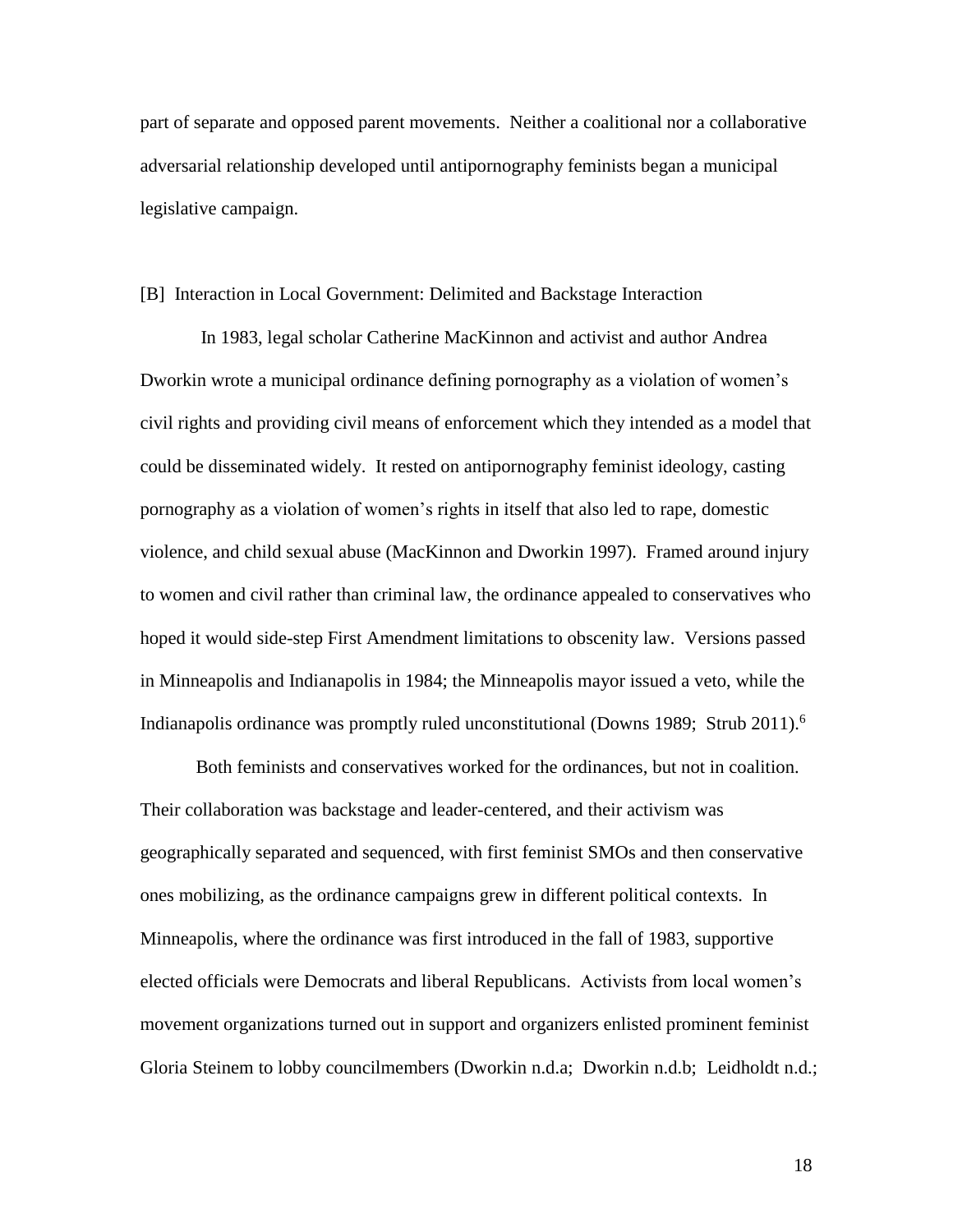part of separate and opposed parent movements. Neither a coalitional nor a collaborative adversarial relationship developed until antipornography feminists began a municipal legislative campaign.

### [B] Interaction in Local Government: Delimited and Backstage Interaction

In 1983, legal scholar Catherine MacKinnon and activist and author Andrea Dworkin wrote a municipal ordinance defining pornography as a violation of women's civil rights and providing civil means of enforcement which they intended as a model that could be disseminated widely. It rested on antipornography feminist ideology, casting pornography as a violation of women's rights in itself that also led to rape, domestic violence, and child sexual abuse (MacKinnon and Dworkin 1997). Framed around injury to women and civil rather than criminal law, the ordinance appealed to conservatives who hoped it would side-step First Amendment limitations to obscenity law. Versions passed in Minneapolis and Indianapolis in 1984; the Minneapolis mayor issued a veto, while the Indianapolis ordinance was promptly ruled unconstitutional (Downs 1989; Strub 2011).[6]

Both feminists and conservatives worked for the ordinances, but not in coalition. Their collaboration was backstage and leader-centered, and their activism was geographically separated and sequenced, with first feminist SMOs and then conservative ones mobilizing, as the ordinance campaigns grew in different political contexts. In Minneapolis, where the ordinance was first introduced in the fall of 1983, supportive elected officials were Democrats and liberal Republicans. Activists from local women's movement organizations turned out in support and organizers enlisted prominent feminist Gloria Steinem to lobby councilmembers (Dworkin n.d.a; Dworkin n.d.b; Leidholdt n.d.;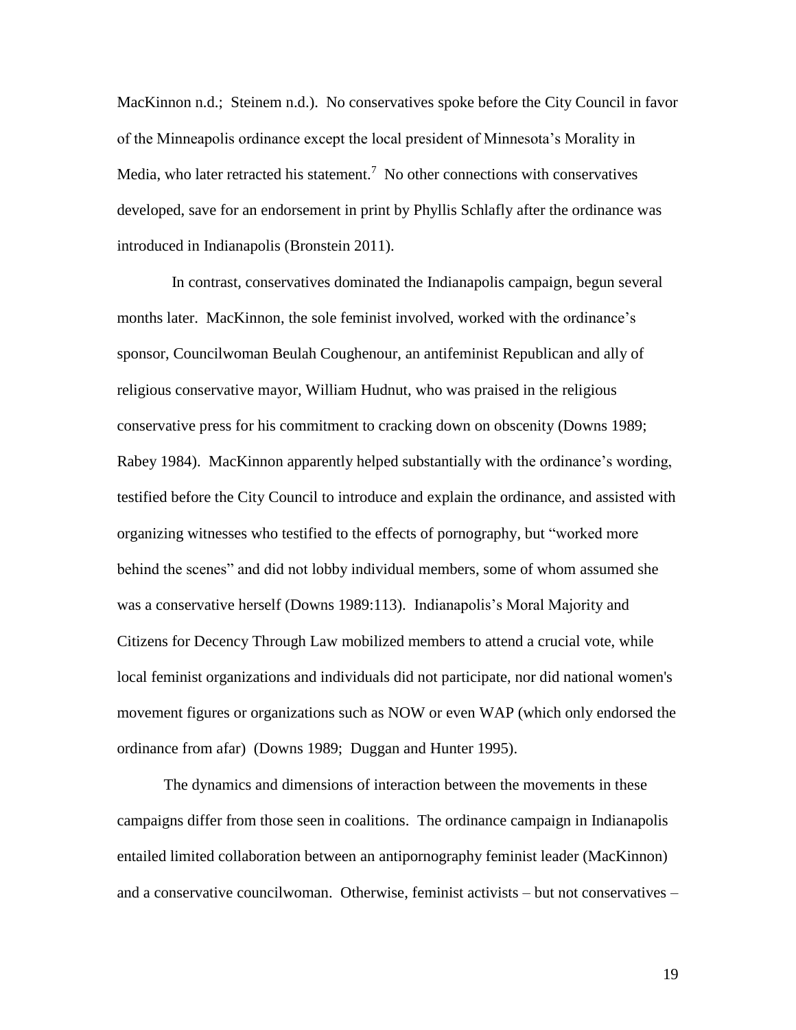MacKinnon n.d.; Steinem n.d.). No conservatives spoke before the City Council in favor of the Minneapolis ordinance except the local president of Minnesota's Morality in Media, who later retracted his statement.[7] No other connections with conservatives developed, save for an endorsement in print by Phyllis Schlafly after the ordinance was introduced in Indianapolis (Bronstein 2011).

In contrast, conservatives dominated the Indianapolis campaign, begun several months later. MacKinnon, the sole feminist involved, worked with the ordinance's sponsor, Councilwoman Beulah Coughenour, an antifeminist Republican and ally of religious conservative mayor, William Hudnut, who was praised in the religious conservative press for his commitment to cracking down on obscenity (Downs 1989; Rabey 1984). MacKinnon apparently helped substantially with the ordinance's wording, testified before the City Council to introduce and explain the ordinance, and assisted with organizing witnesses who testified to the effects of pornography, but "worked more behind the scenes" and did not lobby individual members, some of whom assumed she was a conservative herself (Downs 1989:113). Indianapolis's Moral Majority and Citizens for Decency Through Law mobilized members to attend a crucial vote, while local feminist organizations and individuals did not participate, nor did national women's movement figures or organizations such as NOW or even WAP (which only endorsed the ordinance from afar) (Downs 1989; Duggan and Hunter 1995).

The dynamics and dimensions of interaction between the movements in these campaigns differ from those seen in coalitions. The ordinance campaign in Indianapolis entailed limited collaboration between an antipornography feminist leader (MacKinnon) and a conservative councilwoman. Otherwise, feminist activists – but not conservatives –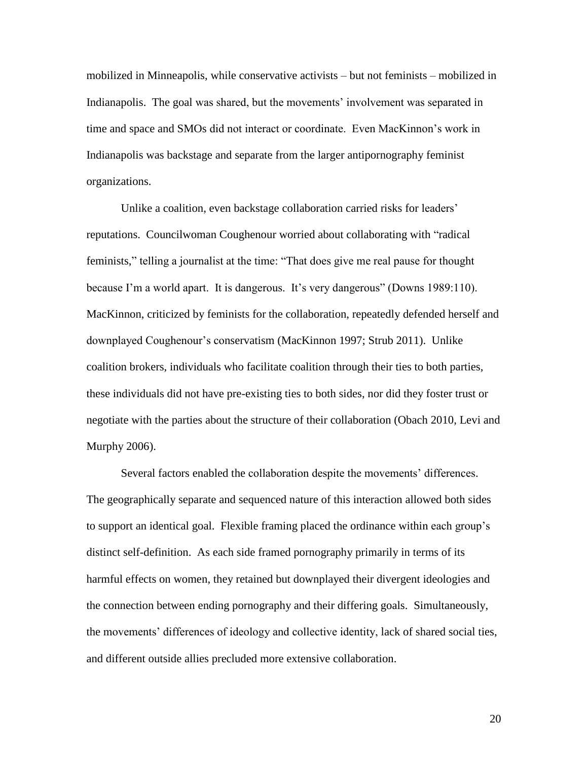mobilized in Minneapolis, while conservative activists – but not feminists – mobilized in Indianapolis. The goal was shared, but the movements' involvement was separated in time and space and SMOs did not interact or coordinate. Even MacKinnon's work in Indianapolis was backstage and separate from the larger antipornography feminist organizations.

Unlike a coalition, even backstage collaboration carried risks for leaders' reputations. Councilwoman Coughenour worried about collaborating with "radical feminists," telling a journalist at the time: "That does give me real pause for thought because I'm a world apart. It is dangerous. It's very dangerous" (Downs 1989:110). MacKinnon, criticized by feminists for the collaboration, repeatedly defended herself and downplayed Coughenour's conservatism (MacKinnon 1997; Strub 2011). Unlike coalition brokers, individuals who facilitate coalition through their ties to both parties, these individuals did not have pre-existing ties to both sides, nor did they foster trust or negotiate with the parties about the structure of their collaboration (Obach 2010, Levi and Murphy 2006).

Several factors enabled the collaboration despite the movements' differences. The geographically separate and sequenced nature of this interaction allowed both sides to support an identical goal. Flexible framing placed the ordinance within each group's distinct self-definition. As each side framed pornography primarily in terms of its harmful effects on women, they retained but downplayed their divergent ideologies and the connection between ending pornography and their differing goals. Simultaneously, the movements' differences of ideology and collective identity, lack of shared social ties, and different outside allies precluded more extensive collaboration.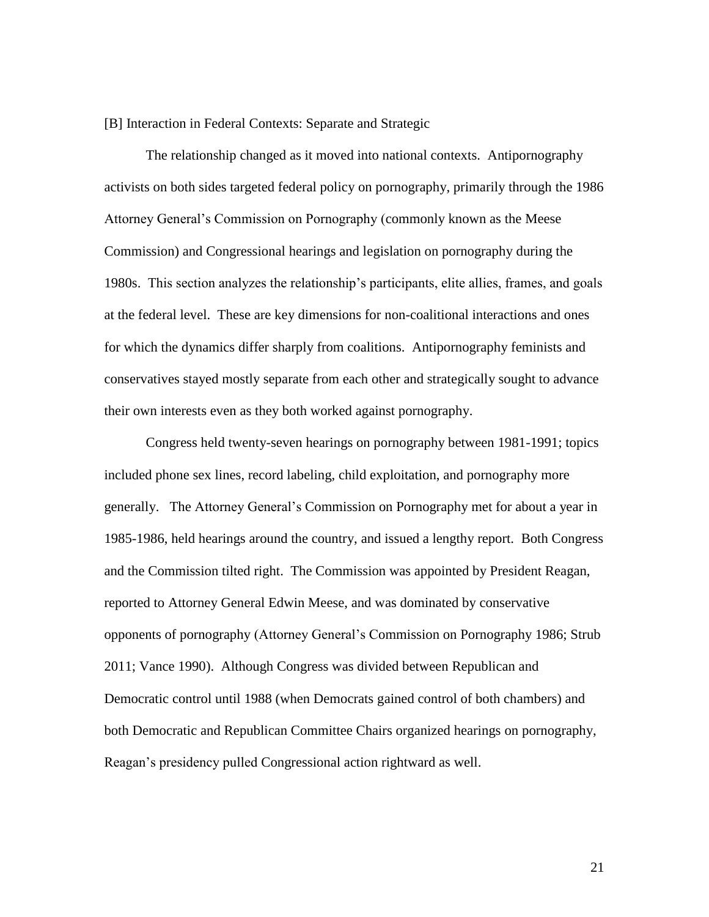[B] Interaction in Federal Contexts: Separate and Strategic

The relationship changed as it moved into national contexts. Antipornography activists on both sides targeted federal policy on pornography, primarily through the 1986 Attorney General's Commission on Pornography (commonly known as the Meese Commission) and Congressional hearings and legislation on pornography during the 1980s. This section analyzes the relationship's participants, elite allies, frames, and goals at the federal level. These are key dimensions for non-coalitional interactions and ones for which the dynamics differ sharply from coalitions. Antipornography feminists and conservatives stayed mostly separate from each other and strategically sought to advance their own interests even as they both worked against pornography.

Congress held twenty-seven hearings on pornography between 1981-1991; topics included phone sex lines, record labeling, child exploitation, and pornography more generally. The Attorney General's Commission on Pornography met for about a year in 1985-1986, held hearings around the country, and issued a lengthy report. Both Congress and the Commission tilted right. The Commission was appointed by President Reagan, reported to Attorney General Edwin Meese, and was dominated by conservative opponents of pornography (Attorney General's Commission on Pornography 1986; Strub 2011; Vance 1990). Although Congress was divided between Republican and Democratic control until 1988 (when Democrats gained control of both chambers) and both Democratic and Republican Committee Chairs organized hearings on pornography, Reagan's presidency pulled Congressional action rightward as well.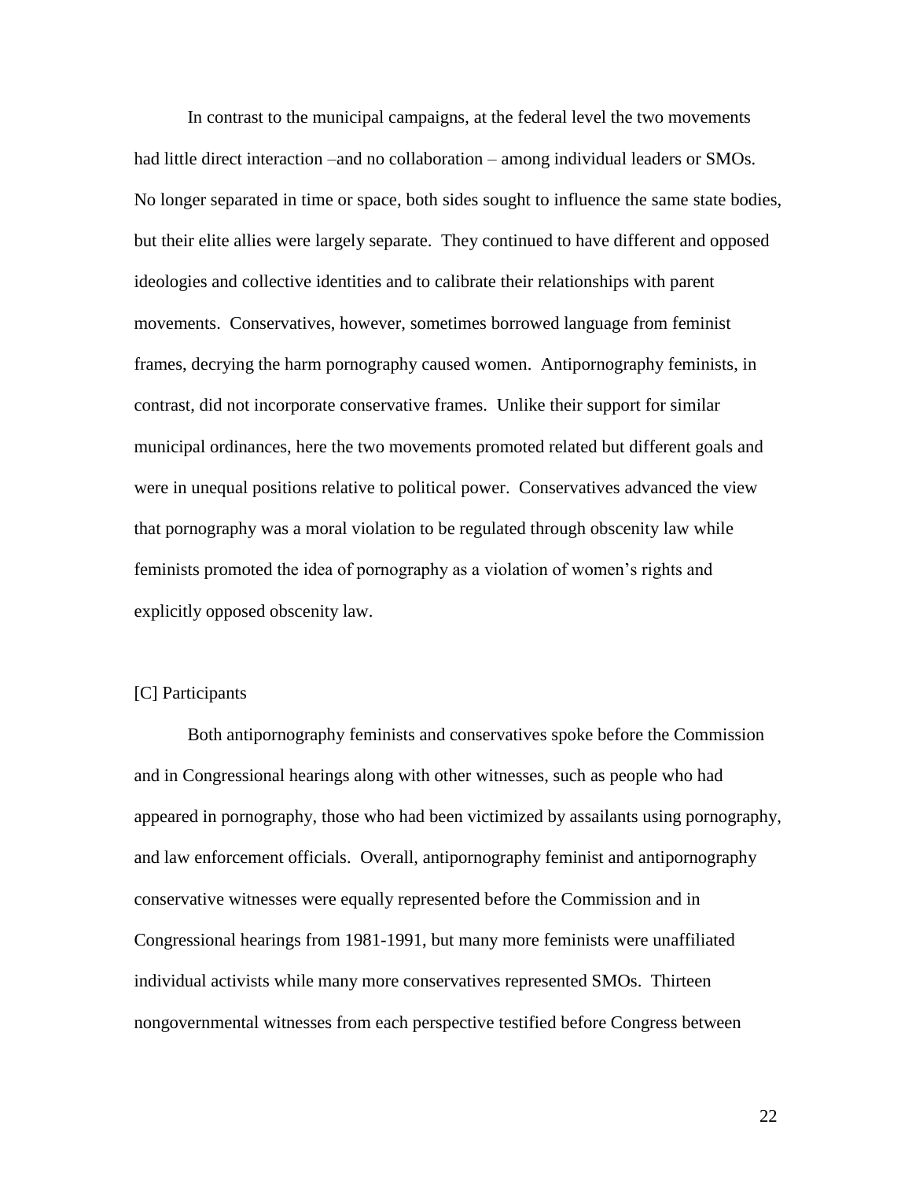In contrast to the municipal campaigns, at the federal level the two movements had little direct interaction –and no collaboration – among individual leaders or SMOs. No longer separated in time or space, both sides sought to influence the same state bodies, but their elite allies were largely separate. They continued to have different and opposed ideologies and collective identities and to calibrate their relationships with parent movements. Conservatives, however, sometimes borrowed language from feminist frames, decrying the harm pornography caused women. Antipornography feminists, in contrast, did not incorporate conservative frames. Unlike their support for similar municipal ordinances, here the two movements promoted related but different goals and were in unequal positions relative to political power. Conservatives advanced the view that pornography was a moral violation to be regulated through obscenity law while feminists promoted the idea of pornography as a violation of women's rights and explicitly opposed obscenity law.

[C] Participants

Both antipornography feminists and conservatives spoke before the Commission and in Congressional hearings along with other witnesses, such as people who had appeared in pornography, those who had been victimized by assailants using pornography, and law enforcement officials. Overall, antipornography feminist and antipornography conservative witnesses were equally represented before the Commission and in Congressional hearings from 1981-1991, but many more feminists were unaffiliated individual activists while many more conservatives represented SMOs. Thirteen nongovernmental witnesses from each perspective testified before Congress between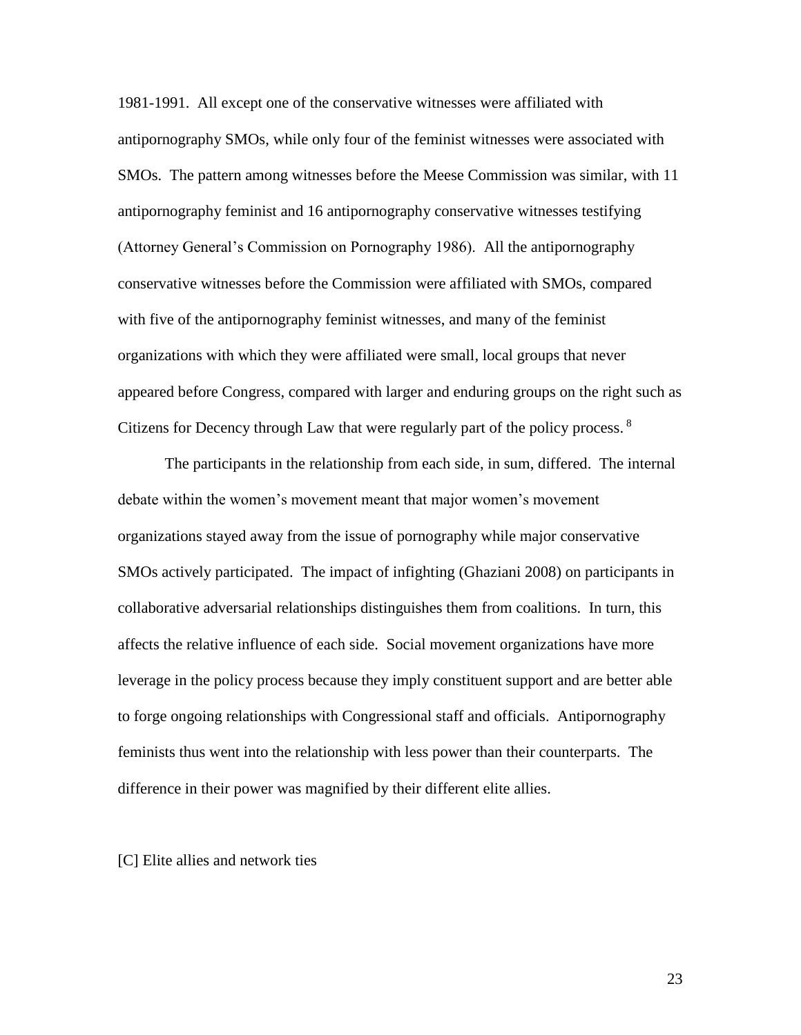1981-1991. All except one of the conservative witnesses were affiliated with antipornography SMOs, while only four of the feminist witnesses were associated with SMOs. The pattern among witnesses before the Meese Commission was similar, with 11 antipornography feminist and 16 antipornography conservative witnesses testifying (Attorney General's Commission on Pornography 1986). All the antipornography conservative witnesses before the Commission were affiliated with SMOs, compared with five of the antipornography feminist witnesses, and many of the feminist organizations with which they were affiliated were small, local groups that never appeared before Congress, compared with larger and enduring groups on the right such as Citizens for Decency through Law that were regularly part of the policy process.[8]

The participants in the relationship from each side, in sum, differed. The internal debate within the women's movement meant that major women's movement organizations stayed away from the issue of pornography while major conservative SMOs actively participated. The impact of infighting (Ghaziani 2008) on participants in collaborative adversarial relationships distinguishes them from coalitions. In turn, this affects the relative influence of each side. Social movement organizations have more leverage in the policy process because they imply constituent support and are better able to forge ongoing relationships with Congressional staff and officials. Antipornography feminists thus went into the relationship with less power than their counterparts. The difference in their power was magnified by their different elite allies.

[C] Elite allies and network ties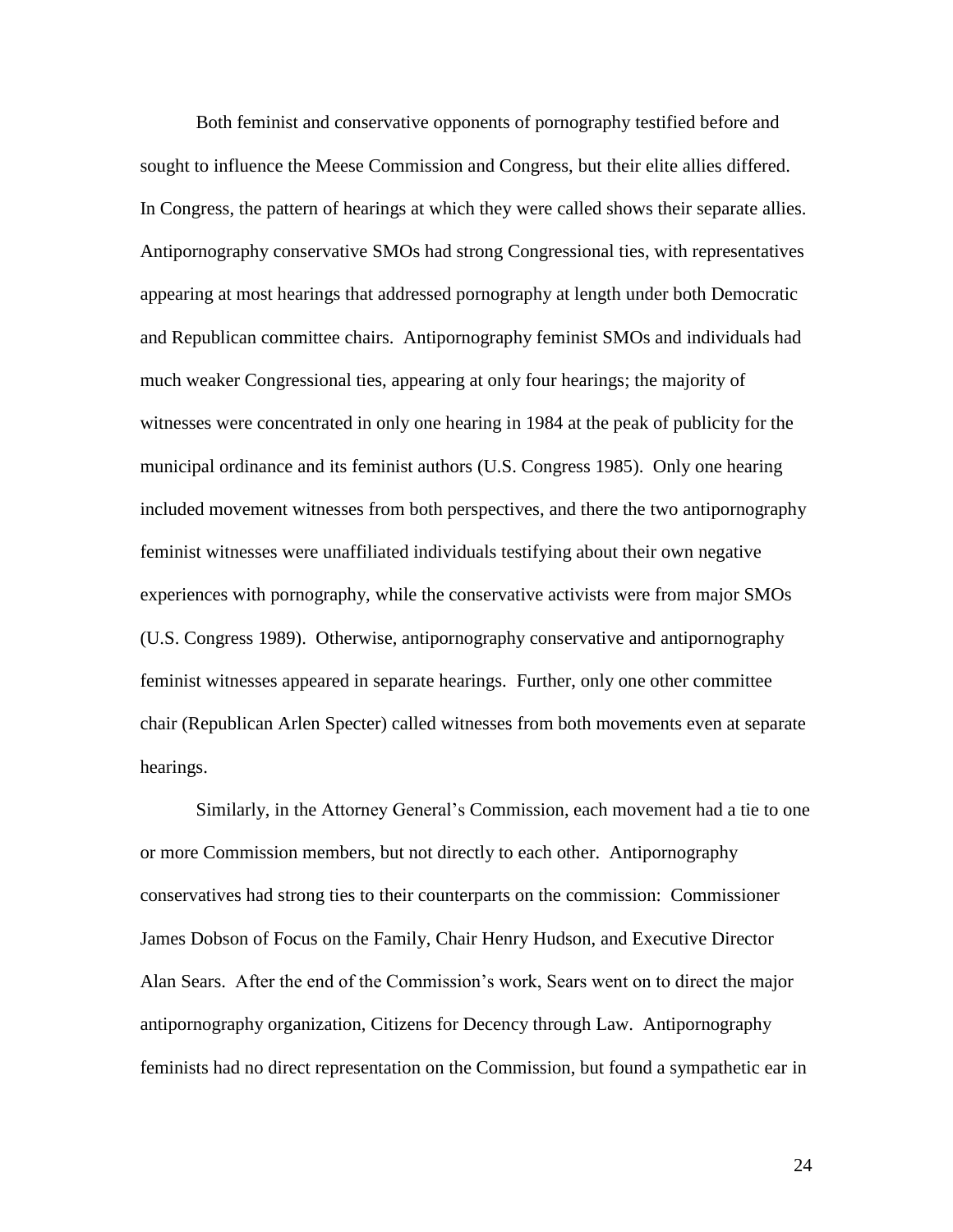Both feminist and conservative opponents of pornography testified before and sought to influence the Meese Commission and Congress, but their elite allies differed. In Congress, the pattern of hearings at which they were called shows their separate allies. Antipornography conservative SMOs had strong Congressional ties, with representatives appearing at most hearings that addressed pornography at length under both Democratic and Republican committee chairs. Antipornography feminist SMOs and individuals had much weaker Congressional ties, appearing at only four hearings; the majority of witnesses were concentrated in only one hearing in 1984 at the peak of publicity for the municipal ordinance and its feminist authors (U.S. Congress 1985). Only one hearing included movement witnesses from both perspectives, and there the two antipornography feminist witnesses were unaffiliated individuals testifying about their own negative experiences with pornography, while the conservative activists were from major SMOs (U.S. Congress 1989). Otherwise, antipornography conservative and antipornography feminist witnesses appeared in separate hearings. Further, only one other committee chair (Republican Arlen Specter) called witnesses from both movements even at separate hearings.

Similarly, in the Attorney General's Commission, each movement had a tie to one or more Commission members, but not directly to each other. Antipornography conservatives had strong ties to their counterparts on the commission: Commissioner James Dobson of Focus on the Family, Chair Henry Hudson, and Executive Director Alan Sears. After the end of the Commission's work, Sears went on to direct the major antipornography organization, Citizens for Decency through Law. Antipornography feminists had no direct representation on the Commission, but found a sympathetic ear in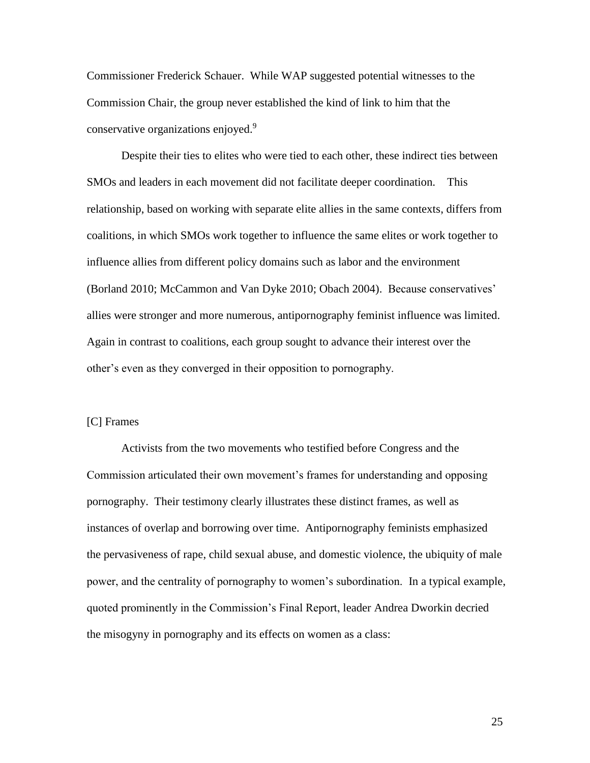Commissioner Frederick Schauer. While WAP suggested potential witnesses to the Commission Chair, the group never established the kind of link to him that the conservative organizations enjoyed.[9]

Despite their ties to elites who were tied to each other, these indirect ties between SMOs and leaders in each movement did not facilitate deeper coordination. This relationship, based on working with separate elite allies in the same contexts, differs from coalitions, in which SMOs work together to influence the same elites or work together to influence allies from different policy domains such as labor and the environment (Borland 2010; McCammon and Van Dyke 2010; Obach 2004). Because conservatives' allies were stronger and more numerous, antipornography feminist influence was limited. Again in contrast to coalitions, each group sought to advance their interest over the other's even as they converged in their opposition to pornography.

### [C] Frames

Activists from the two movements who testified before Congress and the Commission articulated their own movement's frames for understanding and opposing pornography. Their testimony clearly illustrates these distinct frames, as well as instances of overlap and borrowing over time. Antipornography feminists emphasized the pervasiveness of rape, child sexual abuse, and domestic violence, the ubiquity of male power, and the centrality of pornography to women's subordination. In a typical example, quoted prominently in the Commission's Final Report, leader Andrea Dworkin decried the misogyny in pornography and its effects on women as a class: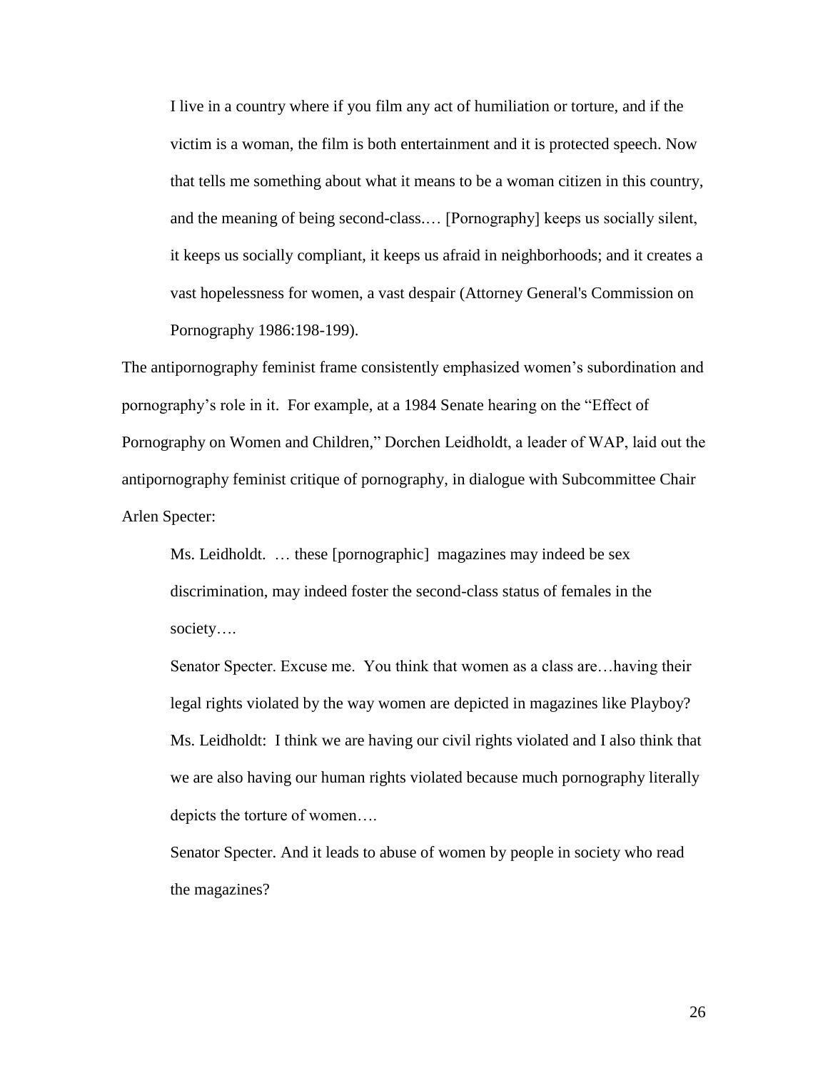> I live in a country where if you film any act of humiliation or torture, and if the victim is a woman, the film is both entertainment and it is protected speech. Now that tells me something about what it means to be a woman citizen in this country, and the meaning of being second-class.… [Pornography] keeps us socially silent, it keeps us socially compliant, it keeps us afraid in neighborhoods; and it creates a vast hopelessness for women, a vast despair (Attorney General's Commission on Pornography 1986:198-199).

The antipornography feminist frame consistently emphasized women's subordination and pornography's role in it. For example, at a 1984 Senate hearing on the "Effect of Pornography on Women and Children," Dorchen Leidholdt, a leader of WAP, laid out the antipornography feminist critique of pornography, in dialogue with Subcommittee Chair Arlen Specter:

> Ms. Leidholdt. … these [pornographic] magazines may indeed be sex discrimination, may indeed foster the second-class status of females in the society….
>
> Senator Specter. Excuse me. You think that women as a class are…having their legal rights violated by the way women are depicted in magazines like Playboy?
>
> Ms. Leidholdt: I think we are having our civil rights violated and I also think that we are also having our human rights violated because much pornography literally depicts the torture of women….
>
> Senator Specter. And it leads to abuse of women by people in society who read the magazines?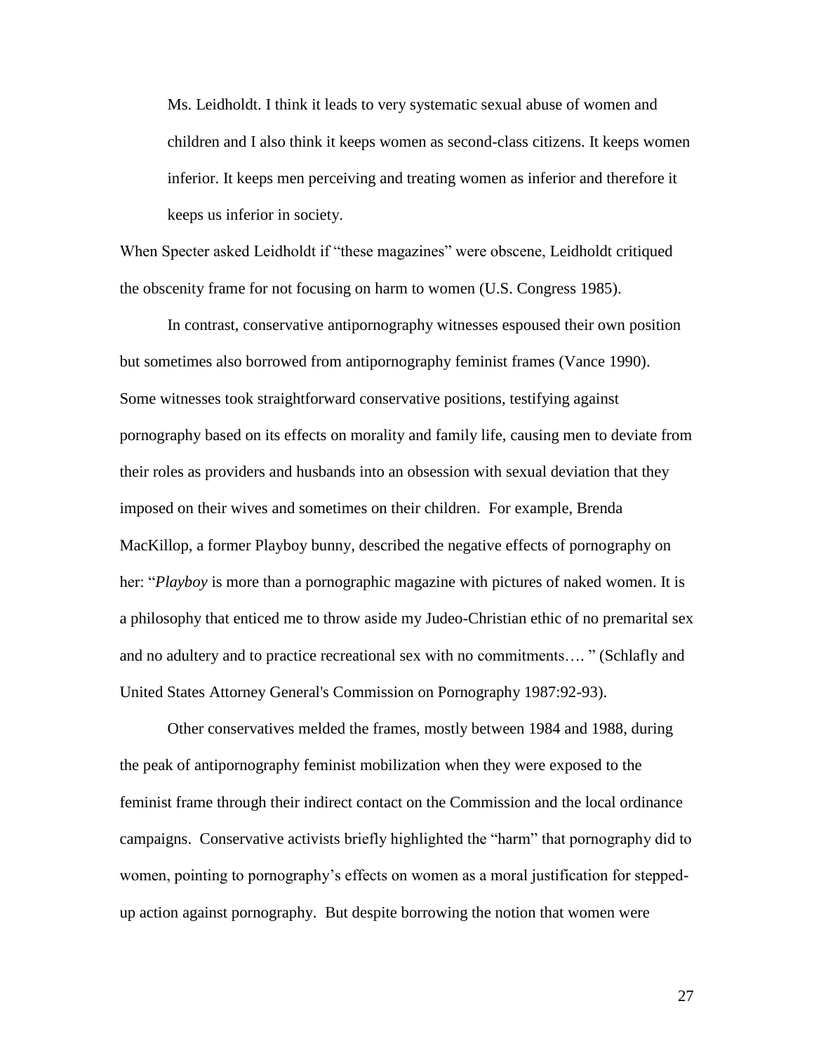> Ms. Leidholdt. I think it leads to very systematic sexual abuse of women and children and I also think it keeps women as second-class citizens. It keeps women inferior. It keeps men perceiving and treating women as inferior and therefore it keeps us inferior in society.

When Specter asked Leidholdt if "these magazines" were obscene, Leidholdt critiqued the obscenity frame for not focusing on harm to women (U.S. Congress 1985).

In contrast, conservative antipornography witnesses espoused their own position but sometimes also borrowed from antipornography feminist frames (Vance 1990). Some witnesses took straightforward conservative positions, testifying against pornography based on its effects on morality and family life, causing men to deviate from their roles as providers and husbands into an obsession with sexual deviation that they imposed on their wives and sometimes on their children. For example, Brenda MacKillop, a former Playboy bunny, described the negative effects of pornography on her: "*Playboy* is more than a pornographic magazine with pictures of naked women. It is a philosophy that enticed me to throw aside my Judeo-Christian ethic of no premarital sex and no adultery and to practice recreational sex with no commitments…. " (Schlafly and United States Attorney General's Commission on Pornography 1987:92-93).

Other conservatives melded the frames, mostly between 1984 and 1988, during the peak of antipornography feminist mobilization when they were exposed to the feminist frame through their indirect contact on the Commission and the local ordinance campaigns. Conservative activists briefly highlighted the "harm" that pornography did to women, pointing to pornography's effects on women as a moral justification for stepped-up action against pornography. But despite borrowing the notion that women were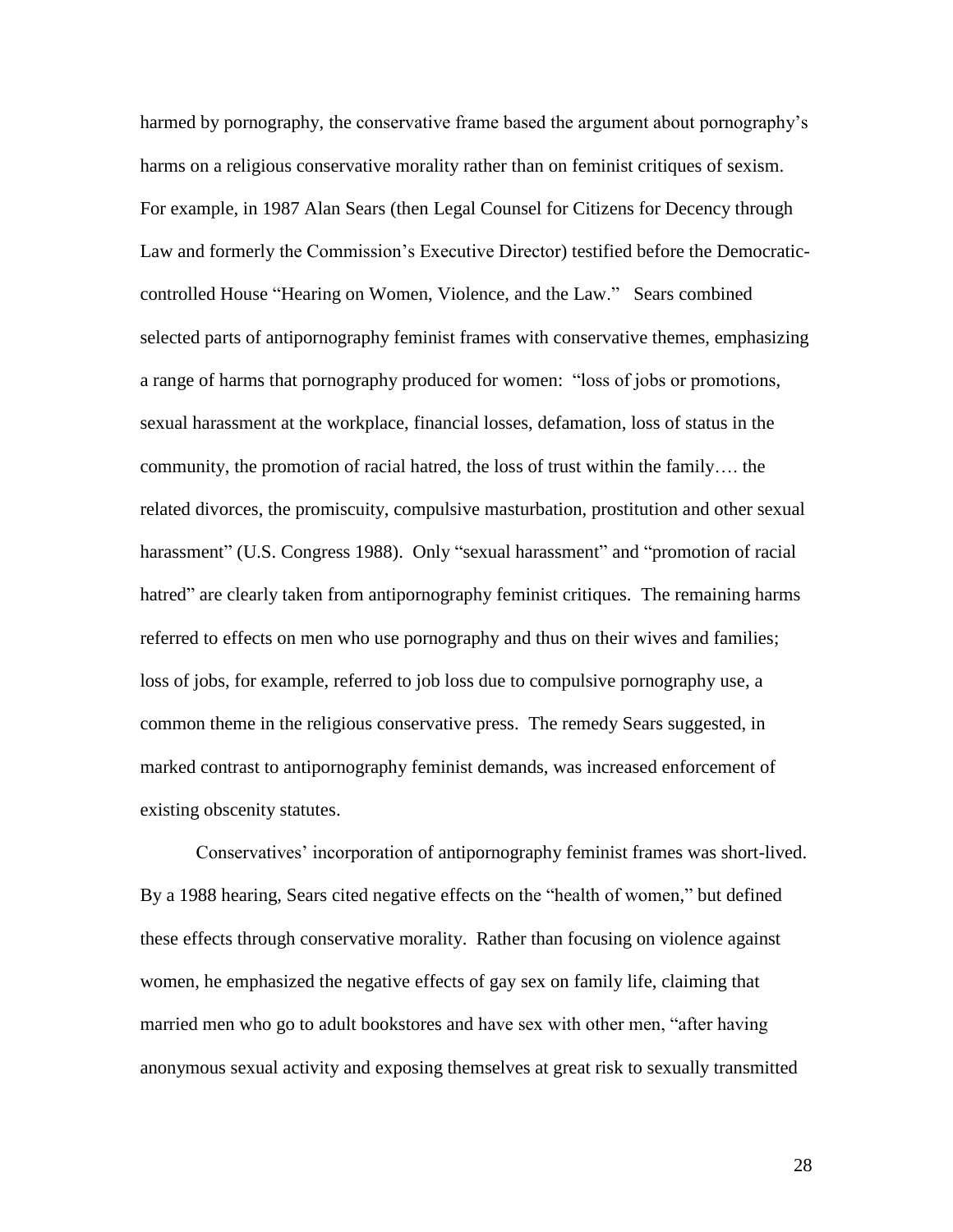harmed by pornography, the conservative frame based the argument about pornography's harms on a religious conservative morality rather than on feminist critiques of sexism. For example, in 1987 Alan Sears (then Legal Counsel for Citizens for Decency through Law and formerly the Commission's Executive Director) testified before the Democratic-controlled House "Hearing on Women, Violence, and the Law." Sears combined selected parts of antipornography feminist frames with conservative themes, emphasizing a range of harms that pornography produced for women: "loss of jobs or promotions, sexual harassment at the workplace, financial losses, defamation, loss of status in the community, the promotion of racial hatred, the loss of trust within the family…. the related divorces, the promiscuity, compulsive masturbation, prostitution and other sexual harassment" (U.S. Congress 1988). Only "sexual harassment" and "promotion of racial hatred" are clearly taken from antipornography feminist critiques. The remaining harms referred to effects on men who use pornography and thus on their wives and families; loss of jobs, for example, referred to job loss due to compulsive pornography use, a common theme in the religious conservative press. The remedy Sears suggested, in marked contrast to antipornography feminist demands, was increased enforcement of existing obscenity statutes.

Conservatives' incorporation of antipornography feminist frames was short-lived. By a 1988 hearing, Sears cited negative effects on the "health of women," but defined these effects through conservative morality. Rather than focusing on violence against women, he emphasized the negative effects of gay sex on family life, claiming that married men who go to adult bookstores and have sex with other men, "after having anonymous sexual activity and exposing themselves at great risk to sexually transmitted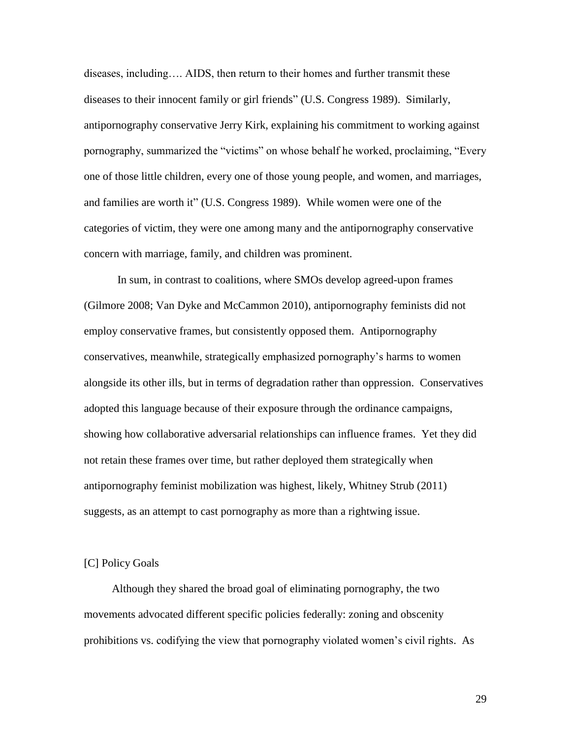diseases, including…. AIDS, then return to their homes and further transmit these diseases to their innocent family or girl friends" (U.S. Congress 1989). Similarly, antipornography conservative Jerry Kirk, explaining his commitment to working against pornography, summarized the "victims" on whose behalf he worked, proclaiming, "Every one of those little children, every one of those young people, and women, and marriages, and families are worth it" (U.S. Congress 1989). While women were one of the categories of victim, they were one among many and the antipornography conservative concern with marriage, family, and children was prominent.

In sum, in contrast to coalitions, where SMOs develop agreed-upon frames (Gilmore 2008; Van Dyke and McCammon 2010), antipornography feminists did not employ conservative frames, but consistently opposed them. Antipornography conservatives, meanwhile, strategically emphasized pornography's harms to women alongside its other ills, but in terms of degradation rather than oppression. Conservatives adopted this language because of their exposure through the ordinance campaigns, showing how collaborative adversarial relationships can influence frames. Yet they did not retain these frames over time, but rather deployed them strategically when antipornography feminist mobilization was highest, likely, Whitney Strub (2011) suggests, as an attempt to cast pornography as more than a rightwing issue.

[C] Policy Goals

Although they shared the broad goal of eliminating pornography, the two movements advocated different specific policies federally: zoning and obscenity prohibitions vs. codifying the view that pornography violated women's civil rights. As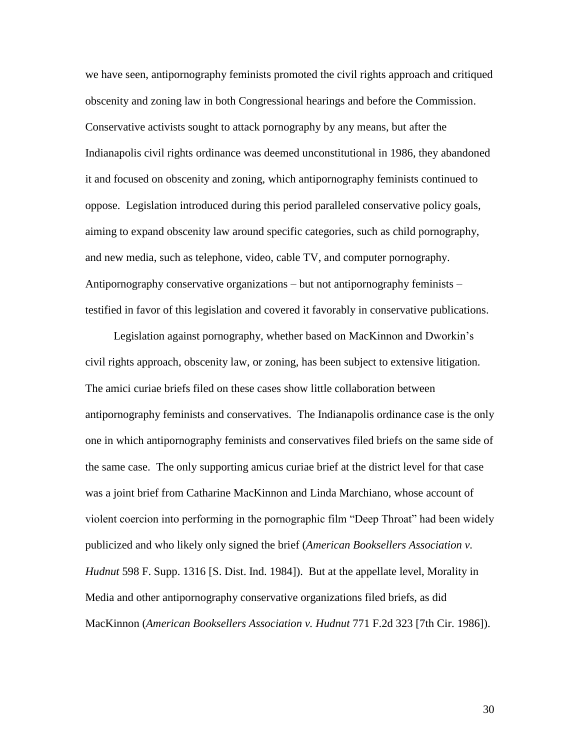we have seen, antipornography feminists promoted the civil rights approach and critiqued obscenity and zoning law in both Congressional hearings and before the Commission. Conservative activists sought to attack pornography by any means, but after the Indianapolis civil rights ordinance was deemed unconstitutional in 1986, they abandoned it and focused on obscenity and zoning, which antipornography feminists continued to oppose. Legislation introduced during this period paralleled conservative policy goals, aiming to expand obscenity law around specific categories, such as child pornography, and new media, such as telephone, video, cable TV, and computer pornography. Antipornography conservative organizations – but not antipornography feminists – testified in favor of this legislation and covered it favorably in conservative publications.

Legislation against pornography, whether based on MacKinnon and Dworkin's civil rights approach, obscenity law, or zoning, has been subject to extensive litigation. The amici curiae briefs filed on these cases show little collaboration between antipornography feminists and conservatives. The Indianapolis ordinance case is the only one in which antipornography feminists and conservatives filed briefs on the same side of the same case. The only supporting amicus curiae brief at the district level for that case was a joint brief from Catharine MacKinnon and Linda Marchiano, whose account of violent coercion into performing in the pornographic film "Deep Throat" had been widely publicized and who likely only signed the brief (*American Booksellers Association v. Hudnut* 598 F. Supp. 1316 [S. Dist. Ind. 1984]). But at the appellate level, Morality in Media and other antipornography conservative organizations filed briefs, as did MacKinnon (*American Booksellers Association v. Hudnut* 771 F.2d 323 [7th Cir. 1986]).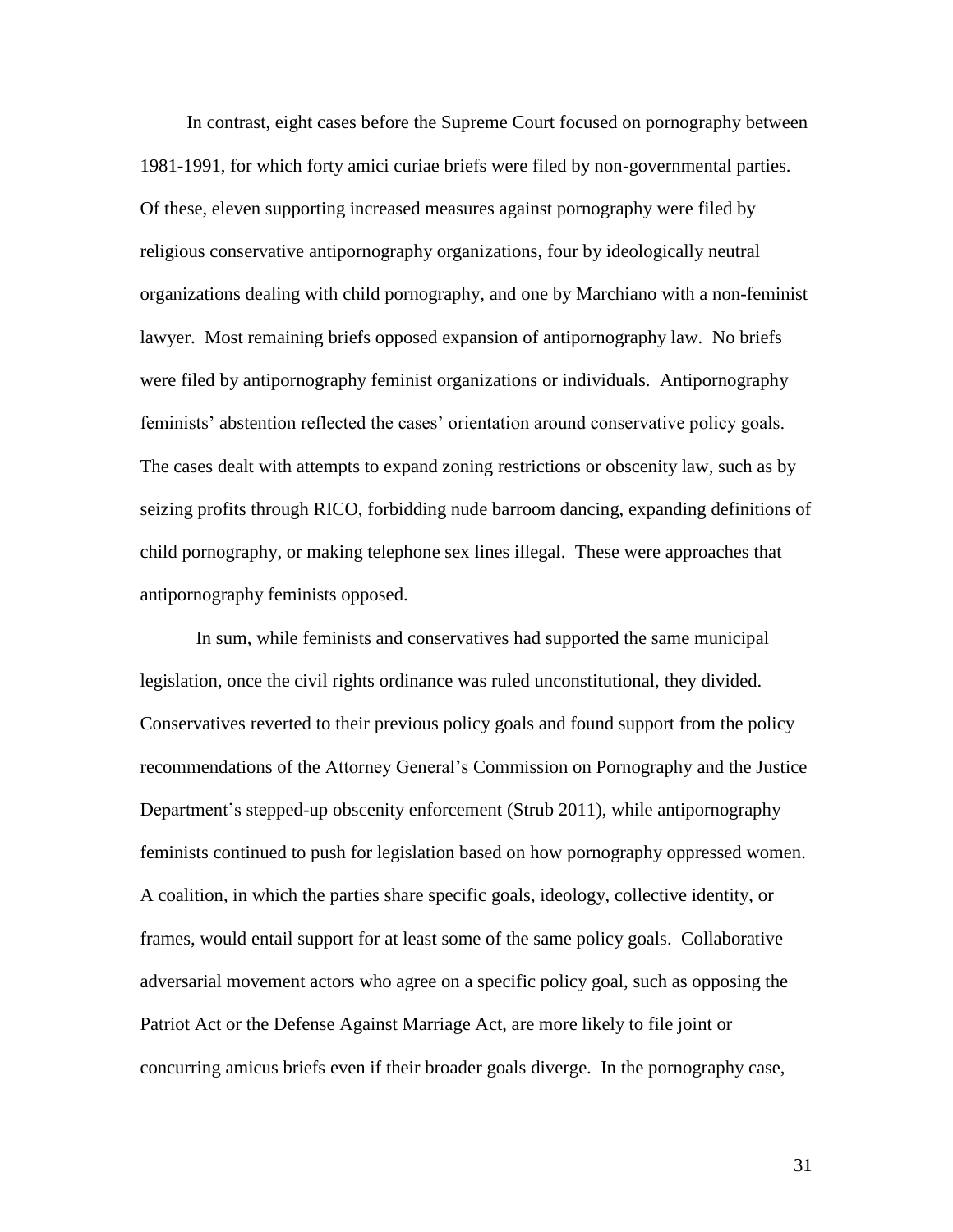In contrast, eight cases before the Supreme Court focused on pornography between 1981-1991, for which forty amici curiae briefs were filed by non-governmental parties. Of these, eleven supporting increased measures against pornography were filed by religious conservative antipornography organizations, four by ideologically neutral organizations dealing with child pornography, and one by Marchiano with a non-feminist lawyer. Most remaining briefs opposed expansion of antipornography law. No briefs were filed by antipornography feminist organizations or individuals. Antipornography feminists' abstention reflected the cases' orientation around conservative policy goals. The cases dealt with attempts to expand zoning restrictions or obscenity law, such as by seizing profits through RICO, forbidding nude barroom dancing, expanding definitions of child pornography, or making telephone sex lines illegal. These were approaches that antipornography feminists opposed.

In sum, while feminists and conservatives had supported the same municipal legislation, once the civil rights ordinance was ruled unconstitutional, they divided. Conservatives reverted to their previous policy goals and found support from the policy recommendations of the Attorney General's Commission on Pornography and the Justice Department's stepped-up obscenity enforcement (Strub 2011), while antipornography feminists continued to push for legislation based on how pornography oppressed women. A coalition, in which the parties share specific goals, ideology, collective identity, or frames, would entail support for at least some of the same policy goals. Collaborative adversarial movement actors who agree on a specific policy goal, such as opposing the Patriot Act or the Defense Against Marriage Act, are more likely to file joint or concurring amicus briefs even if their broader goals diverge. In the pornography case,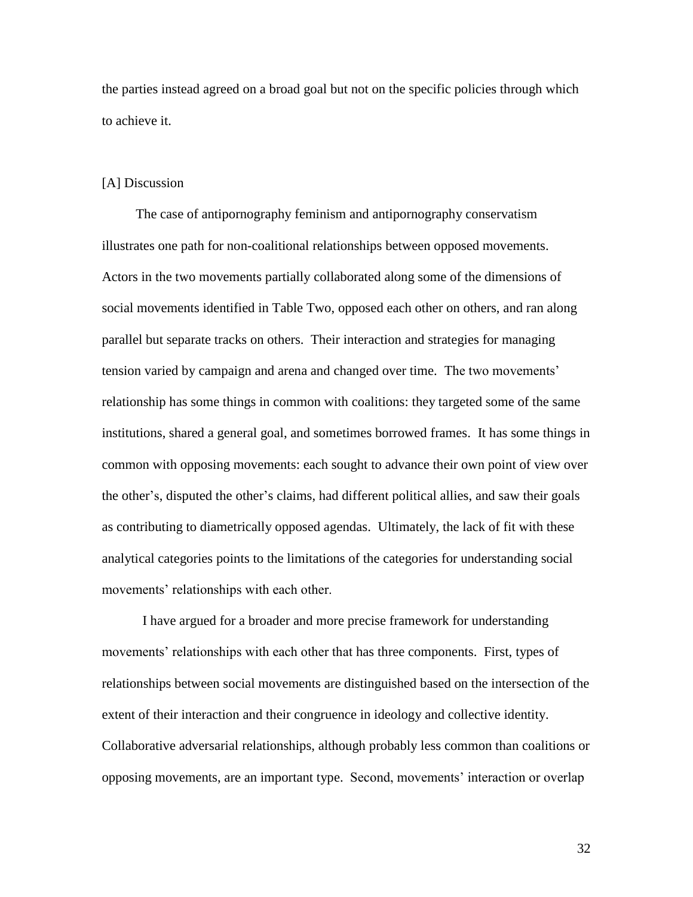the parties instead agreed on a broad goal but not on the specific policies through which to achieve it.

## [A] Discussion

The case of antipornography feminism and antipornography conservatism illustrates one path for non-coalitional relationships between opposed movements. Actors in the two movements partially collaborated along some of the dimensions of social movements identified in Table Two, opposed each other on others, and ran along parallel but separate tracks on others. Their interaction and strategies for managing tension varied by campaign and arena and changed over time. The two movements' relationship has some things in common with coalitions: they targeted some of the same institutions, shared a general goal, and sometimes borrowed frames. It has some things in common with opposing movements: each sought to advance their own point of view over the other's, disputed the other's claims, had different political allies, and saw their goals as contributing to diametrically opposed agendas. Ultimately, the lack of fit with these analytical categories points to the limitations of the categories for understanding social movements' relationships with each other.

I have argued for a broader and more precise framework for understanding movements' relationships with each other that has three components. First, types of relationships between social movements are distinguished based on the intersection of the extent of their interaction and their congruence in ideology and collective identity. Collaborative adversarial relationships, although probably less common than coalitions or opposing movements, are an important type. Second, movements' interaction or overlap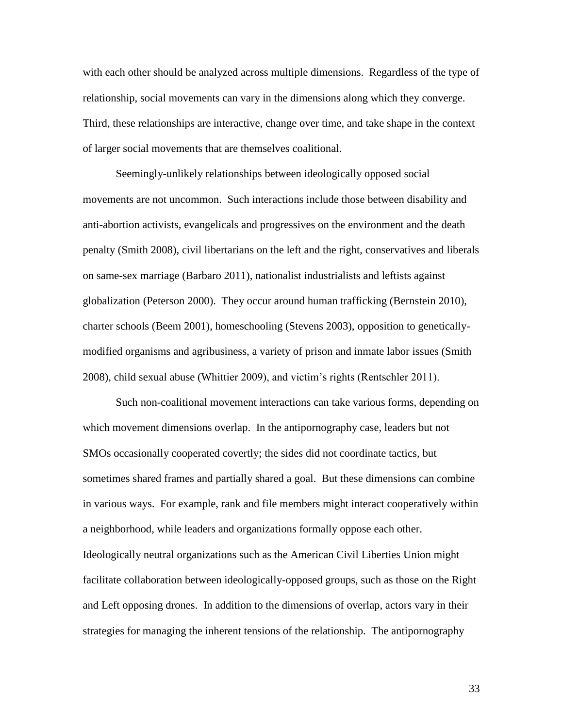with each other should be analyzed across multiple dimensions. Regardless of the type of relationship, social movements can vary in the dimensions along which they converge. Third, these relationships are interactive, change over time, and take shape in the context of larger social movements that are themselves coalitional.

Seemingly-unlikely relationships between ideologically opposed social movements are not uncommon. Such interactions include those between disability and anti-abortion activists, evangelicals and progressives on the environment and the death penalty (Smith 2008), civil libertarians on the left and the right, conservatives and liberals on same-sex marriage (Barbaro 2011), nationalist industrialists and leftists against globalization (Peterson 2000). They occur around human trafficking (Bernstein 2010), charter schools (Beem 2001), homeschooling (Stevens 2003), opposition to genetically-modified organisms and agribusiness, a variety of prison and inmate labor issues (Smith 2008), child sexual abuse (Whittier 2009), and victim's rights (Rentschler 2011).

Such non-coalitional movement interactions can take various forms, depending on which movement dimensions overlap. In the antipornography case, leaders but not SMOs occasionally cooperated covertly; the sides did not coordinate tactics, but sometimes shared frames and partially shared a goal. But these dimensions can combine in various ways. For example, rank and file members might interact cooperatively within a neighborhood, while leaders and organizations formally oppose each other. Ideologically neutral organizations such as the American Civil Liberties Union might facilitate collaboration between ideologically-opposed groups, such as those on the Right and Left opposing drones. In addition to the dimensions of overlap, actors vary in their strategies for managing the inherent tensions of the relationship. The antipornography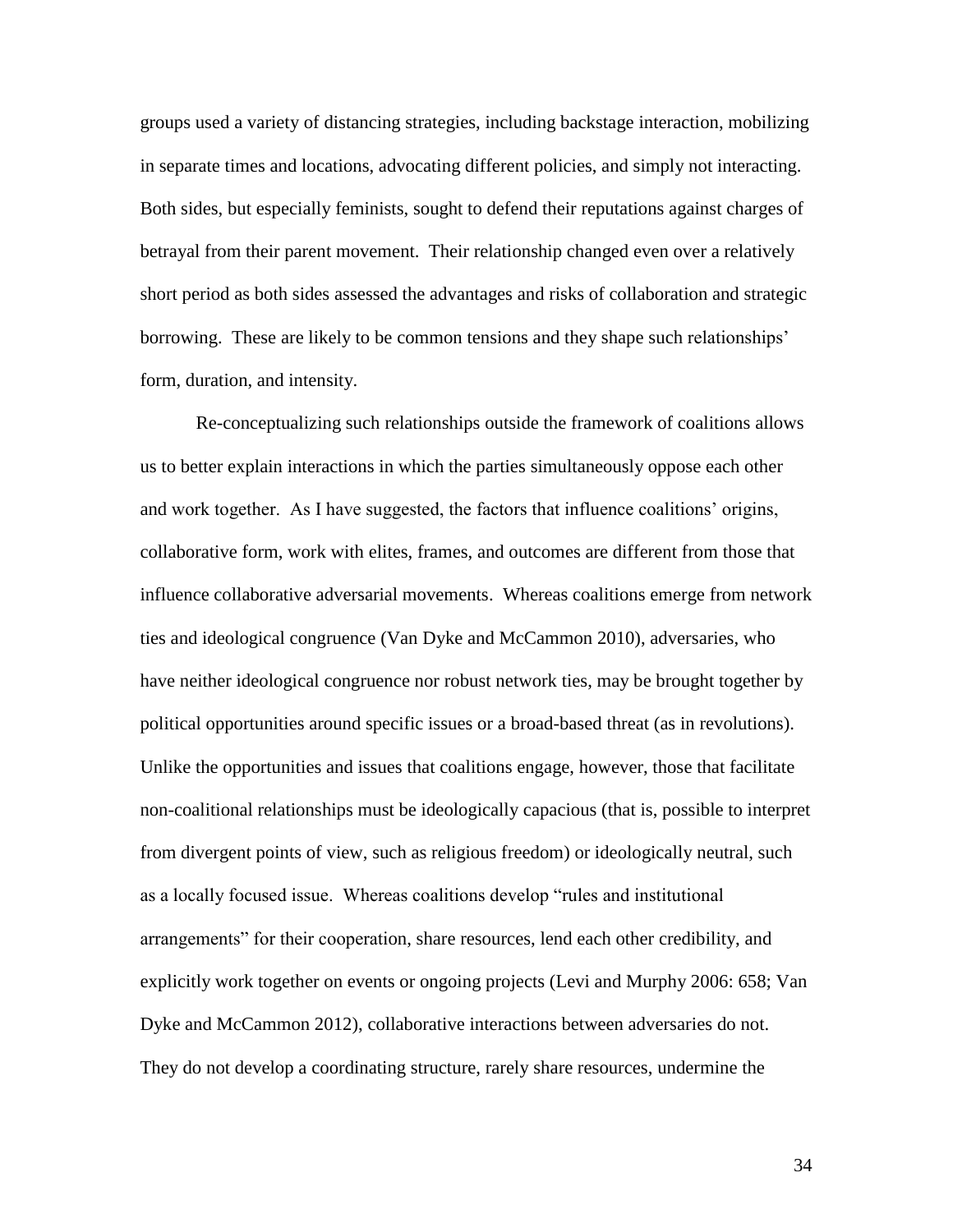groups used a variety of distancing strategies, including backstage interaction, mobilizing in separate times and locations, advocating different policies, and simply not interacting. Both sides, but especially feminists, sought to defend their reputations against charges of betrayal from their parent movement. Their relationship changed even over a relatively short period as both sides assessed the advantages and risks of collaboration and strategic borrowing. These are likely to be common tensions and they shape such relationships' form, duration, and intensity.

Re-conceptualizing such relationships outside the framework of coalitions allows us to better explain interactions in which the parties simultaneously oppose each other and work together. As I have suggested, the factors that influence coalitions' origins, collaborative form, work with elites, frames, and outcomes are different from those that influence collaborative adversarial movements. Whereas coalitions emerge from network ties and ideological congruence (Van Dyke and McCammon 2010), adversaries, who have neither ideological congruence nor robust network ties, may be brought together by political opportunities around specific issues or a broad-based threat (as in revolutions). Unlike the opportunities and issues that coalitions engage, however, those that facilitate non-coalitional relationships must be ideologically capacious (that is, possible to interpret from divergent points of view, such as religious freedom) or ideologically neutral, such as a locally focused issue. Whereas coalitions develop "rules and institutional arrangements" for their cooperation, share resources, lend each other credibility, and explicitly work together on events or ongoing projects (Levi and Murphy 2006: 658; Van Dyke and McCammon 2012), collaborative interactions between adversaries do not. They do not develop a coordinating structure, rarely share resources, undermine the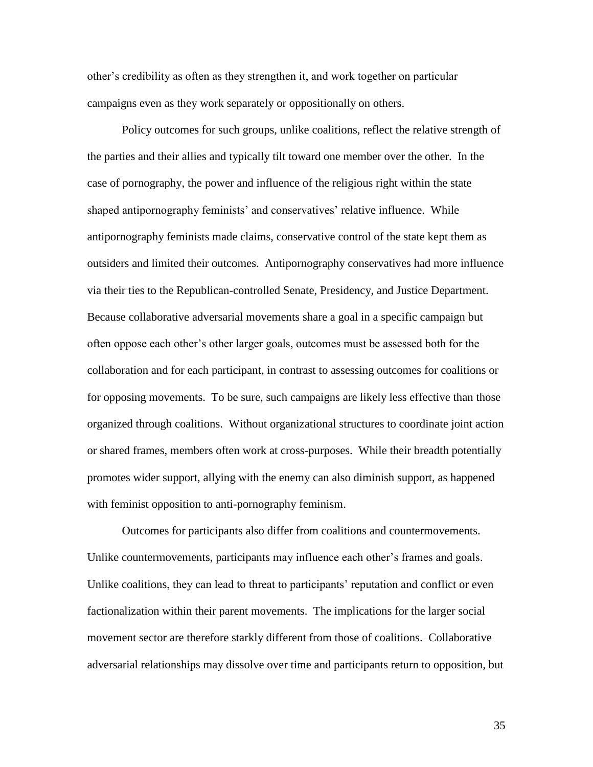other's credibility as often as they strengthen it, and work together on particular campaigns even as they work separately or oppositionally on others.

Policy outcomes for such groups, unlike coalitions, reflect the relative strength of the parties and their allies and typically tilt toward one member over the other. In the case of pornography, the power and influence of the religious right within the state shaped antipornography feminists' and conservatives' relative influence. While antipornography feminists made claims, conservative control of the state kept them as outsiders and limited their outcomes. Antipornography conservatives had more influence via their ties to the Republican-controlled Senate, Presidency, and Justice Department. Because collaborative adversarial movements share a goal in a specific campaign but often oppose each other's other larger goals, outcomes must be assessed both for the collaboration and for each participant, in contrast to assessing outcomes for coalitions or for opposing movements. To be sure, such campaigns are likely less effective than those organized through coalitions. Without organizational structures to coordinate joint action or shared frames, members often work at cross-purposes. While their breadth potentially promotes wider support, allying with the enemy can also diminish support, as happened with feminist opposition to anti-pornography feminism.

Outcomes for participants also differ from coalitions and countermovements. Unlike countermovements, participants may influence each other's frames and goals. Unlike coalitions, they can lead to threat to participants' reputation and conflict or even factionalization within their parent movements. The implications for the larger social movement sector are therefore starkly different from those of coalitions. Collaborative adversarial relationships may dissolve over time and participants return to opposition, but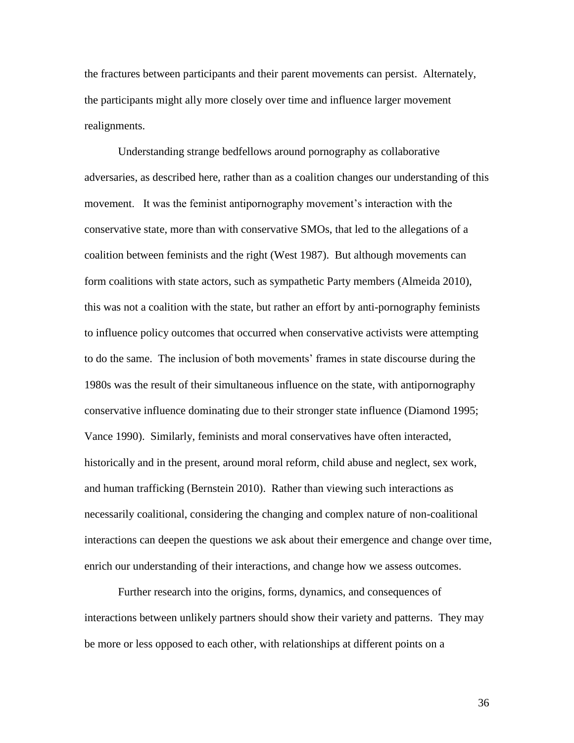the fractures between participants and their parent movements can persist. Alternately, the participants might ally more closely over time and influence larger movement realignments.

Understanding strange bedfellows around pornography as collaborative adversaries, as described here, rather than as a coalition changes our understanding of this movement. It was the feminist antipornography movement's interaction with the conservative state, more than with conservative SMOs, that led to the allegations of a coalition between feminists and the right (West 1987). But although movements can form coalitions with state actors, such as sympathetic Party members (Almeida 2010), this was not a coalition with the state, but rather an effort by anti-pornography feminists to influence policy outcomes that occurred when conservative activists were attempting to do the same. The inclusion of both movements' frames in state discourse during the 1980s was the result of their simultaneous influence on the state, with antipornography conservative influence dominating due to their stronger state influence (Diamond 1995; Vance 1990). Similarly, feminists and moral conservatives have often interacted, historically and in the present, around moral reform, child abuse and neglect, sex work, and human trafficking (Bernstein 2010). Rather than viewing such interactions as necessarily coalitional, considering the changing and complex nature of non-coalitional interactions can deepen the questions we ask about their emergence and change over time, enrich our understanding of their interactions, and change how we assess outcomes.

Further research into the origins, forms, dynamics, and consequences of interactions between unlikely partners should show their variety and patterns. They may be more or less opposed to each other, with relationships at different points on a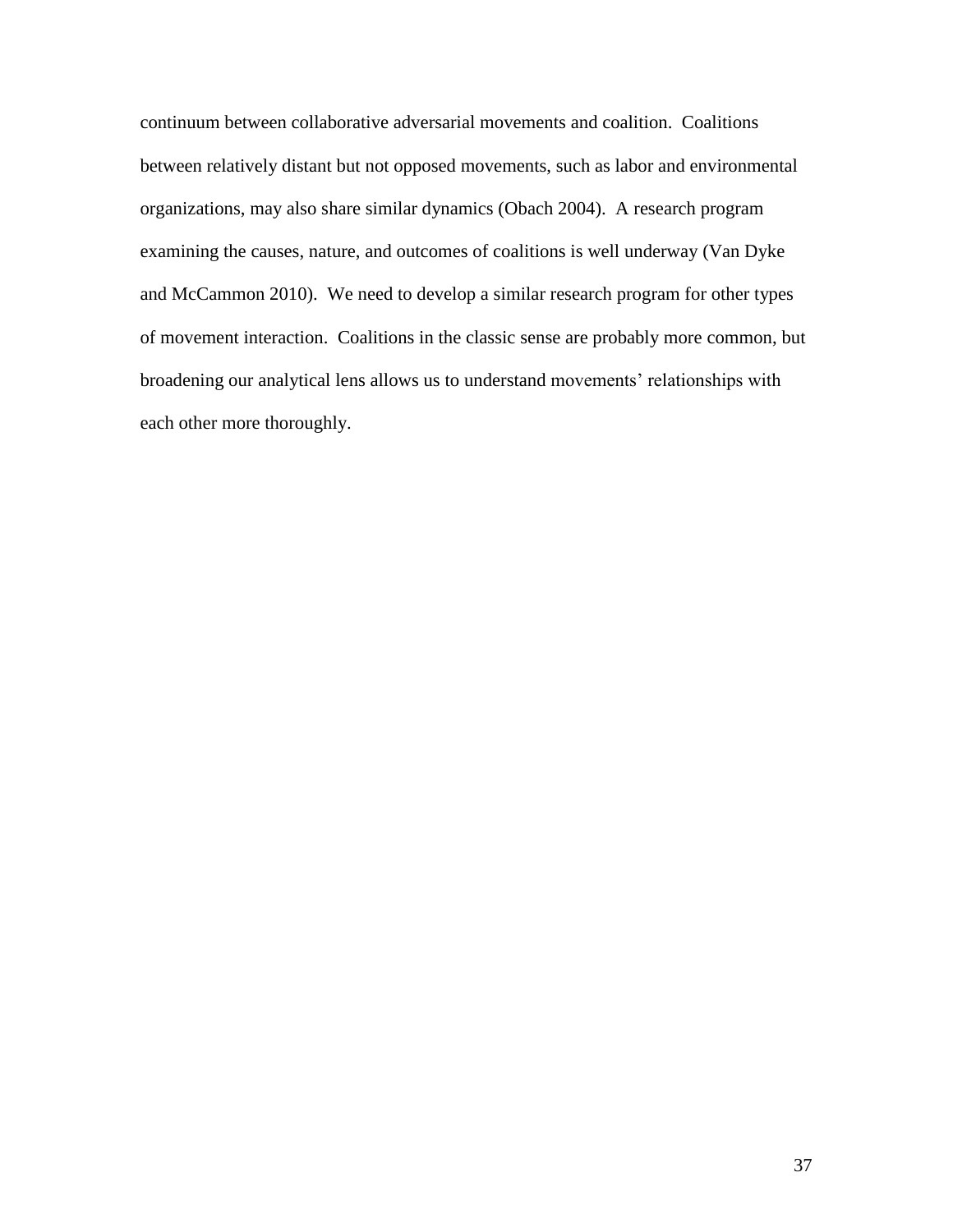continuum between collaborative adversarial movements and coalition. Coalitions between relatively distant but not opposed movements, such as labor and environmental organizations, may also share similar dynamics (Obach 2004). A research program examining the causes, nature, and outcomes of coalitions is well underway (Van Dyke and McCammon 2010). We need to develop a similar research program for other types of movement interaction. Coalitions in the classic sense are probably more common, but broadening our analytical lens allows us to understand movements' relationships with each other more thoroughly.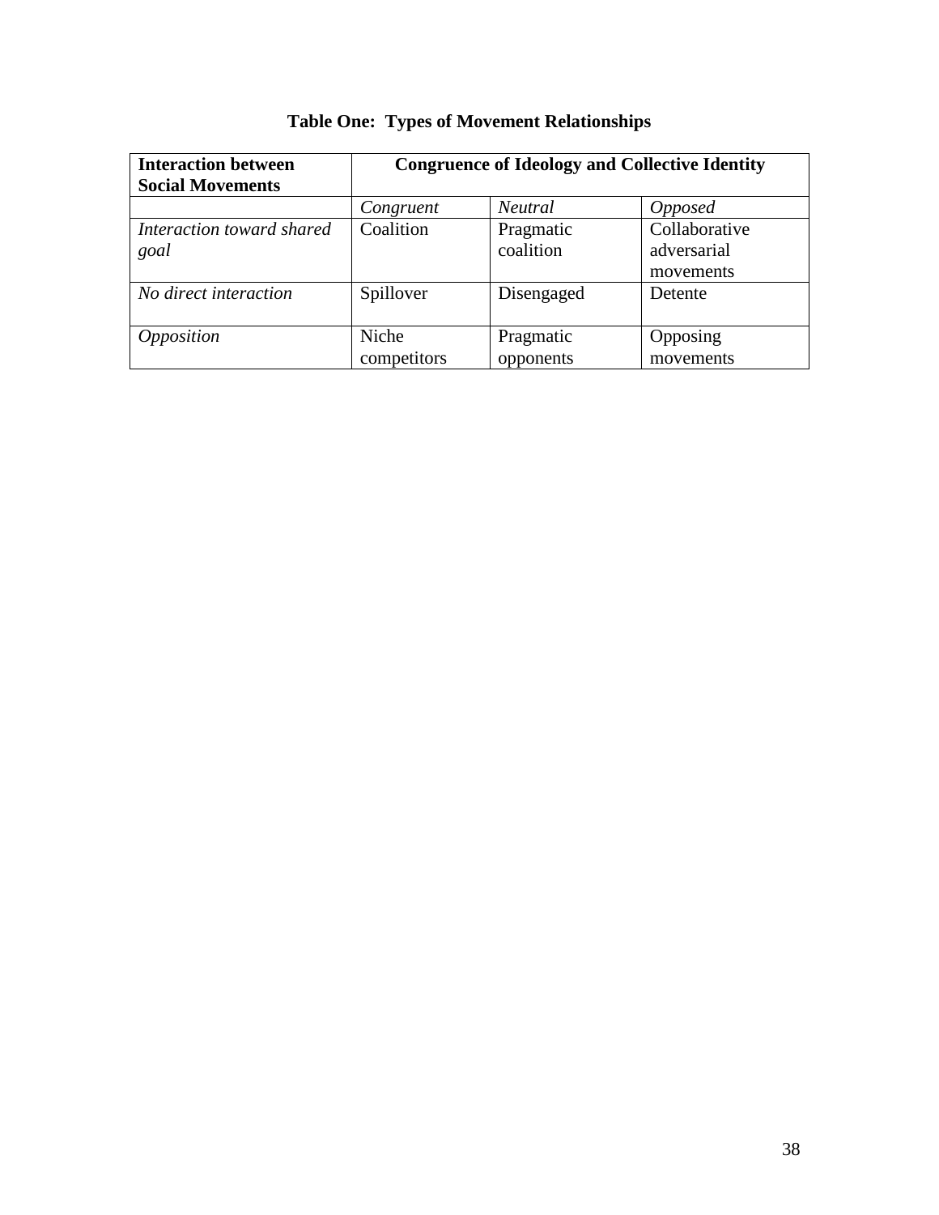**Table One: Types of Movement Relationships**

| **Interaction between Social Movements** | **Congruence of Ideology and Collective Identity** | | |
|---|---|---|---|
| | *Congruent* | *Neutral* | *Opposed* |
| *Interaction toward shared goal* | Coalition | Pragmatic coalition | Collaborative adversarial movements |
| *No direct interaction* | Spillover | Disengaged | Detente |
| *Opposition* | Niche competitors | Pragmatic opponents | Opposing movements |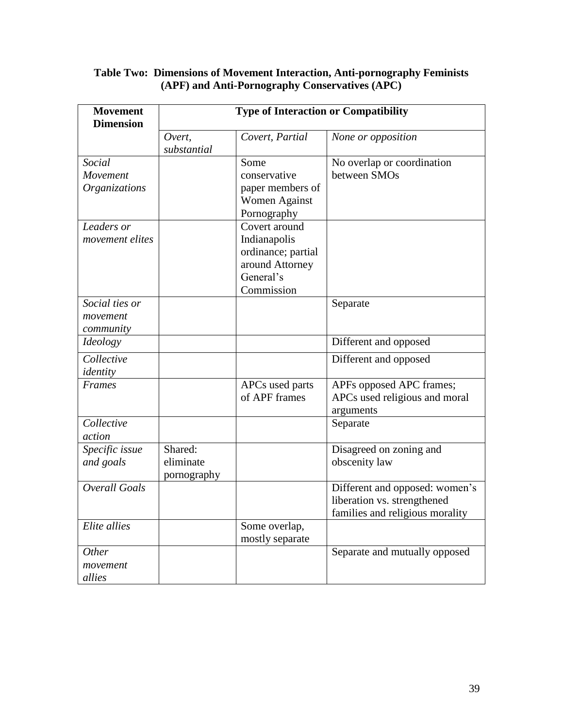**Table Two: Dimensions of Movement Interaction, Anti-pornography Feminists (APF) and Anti-Pornography Conservatives (APC)**

| Movement Dimension | Type of Interaction or Compatibility | | |
|---|---|---|---|
| | *Overt, substantial* | *Covert, Partial* | *None or opposition* |
| *Social Movement Organizations* | | Some conservative paper members of Women Against Pornography | No overlap or coordination between SMOs |
| *Leaders or movement elites* | | Covert around Indianapolis ordinance; partial around Attorney General's Commission | |
| *Social ties or movement community* | | | Separate |
| *Ideology* | | | Different and opposed |
| *Collective identity* | | | Different and opposed |
| *Frames* | | APCs used parts of APF frames | APFs opposed APC frames; APCs used religious and moral arguments |
| *Collective action* | | | Separate |
| *Specific issue and goals* | Shared: eliminate pornography | | Disagreed on zoning and obscenity law |
| *Overall Goals* | | | Different and opposed: women's liberation vs. strengthened families and religious morality |
| *Elite allies* | | Some overlap, mostly separate | |
| *Other movement allies* | | | Separate and mutually opposed |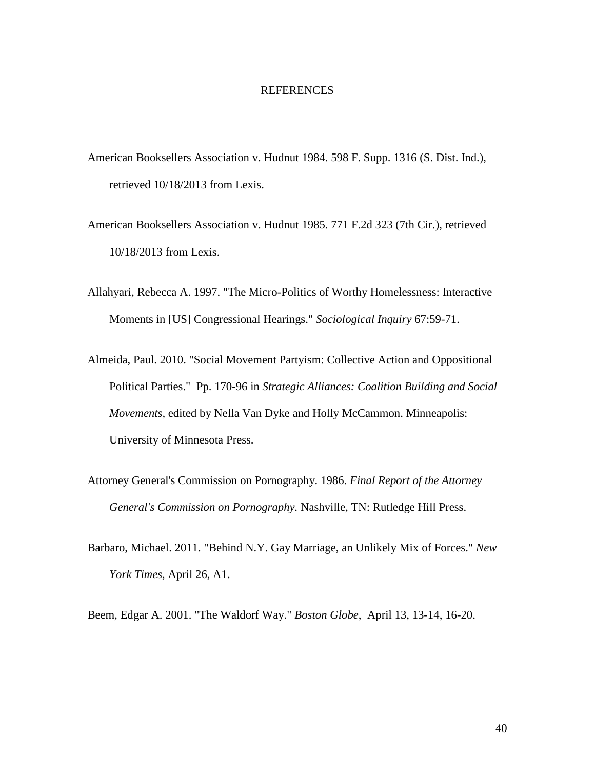# REFERENCES

American Booksellers Association v. Hudnut 1984. 598 F. Supp. 1316 (S. Dist. Ind.), retrieved 10/18/2013 from Lexis.

American Booksellers Association v. Hudnut 1985. 771 F.2d 323 (7th Cir.), retrieved 10/18/2013 from Lexis.

Allahyari, Rebecca A. 1997. "The Micro-Politics of Worthy Homelessness: Interactive Moments in [US] Congressional Hearings." *Sociological Inquiry* 67:59-71.

Almeida, Paul. 2010. "Social Movement Partyism: Collective Action and Oppositional Political Parties." Pp. 170-96 in *Strategic Alliances: Coalition Building and Social Movements*, edited by Nella Van Dyke and Holly McCammon. Minneapolis: University of Minnesota Press.

Attorney General's Commission on Pornography. 1986. *Final Report of the Attorney General's Commission on Pornography*. Nashville, TN: Rutledge Hill Press.

Barbaro, Michael. 2011. "Behind N.Y. Gay Marriage, an Unlikely Mix of Forces." *New York Times*, April 26, A1.

Beem, Edgar A. 2001. "The Waldorf Way." *Boston Globe*, April 13, 13-14, 16-20.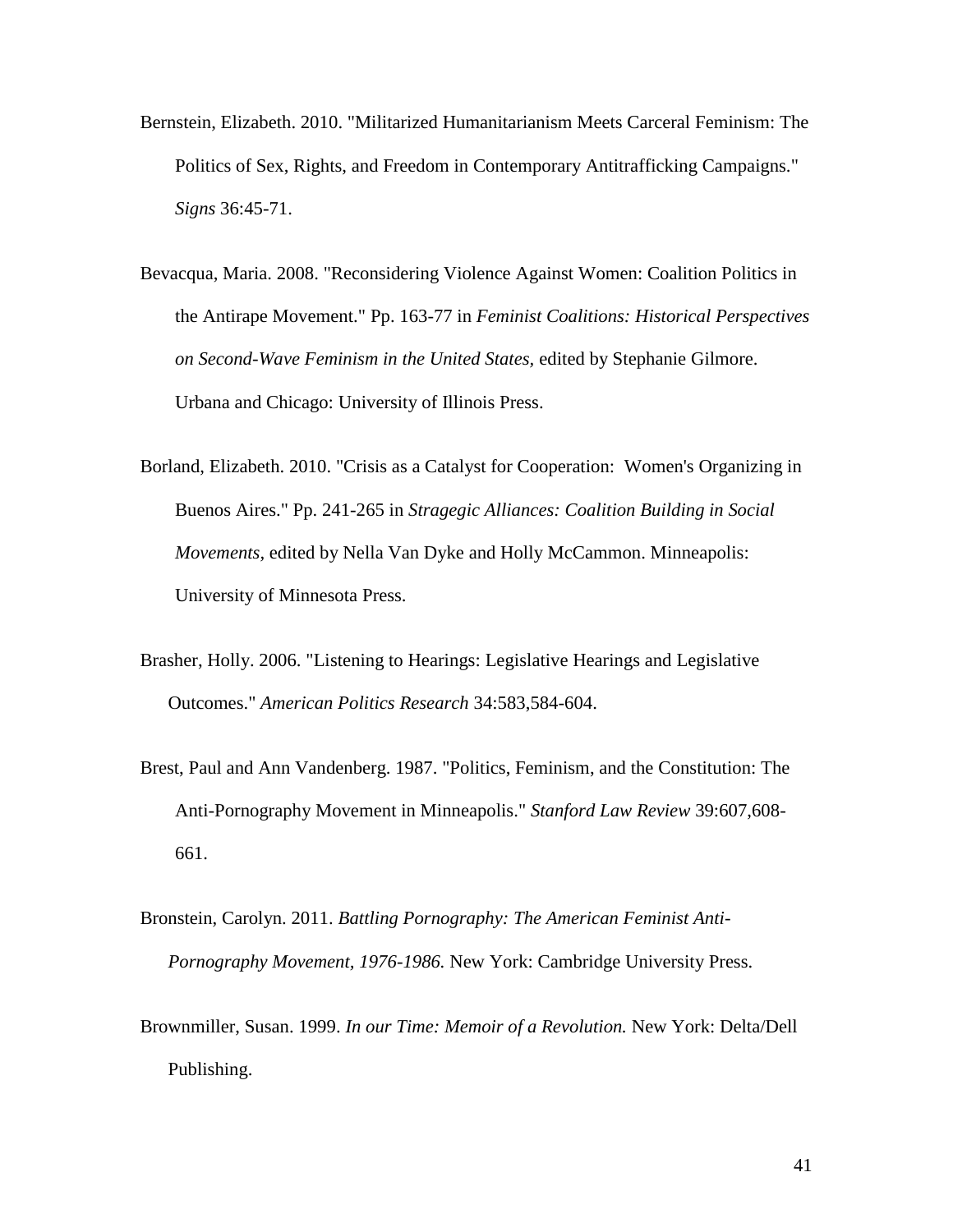Bernstein, Elizabeth. 2010. "Militarized Humanitarianism Meets Carceral Feminism: The Politics of Sex, Rights, and Freedom in Contemporary Antitrafficking Campaigns." *Signs* 36:45-71.

Bevacqua, Maria. 2008. "Reconsidering Violence Against Women: Coalition Politics in the Antirape Movement." Pp. 163-77 in *Feminist Coalitions: Historical Perspectives on Second-Wave Feminism in the United States,* edited by Stephanie Gilmore. Urbana and Chicago: University of Illinois Press.

Borland, Elizabeth. 2010. "Crisis as a Catalyst for Cooperation: Women's Organizing in Buenos Aires." Pp. 241-265 in *Stragegic Alliances: Coalition Building in Social Movements,* edited by Nella Van Dyke and Holly McCammon. Minneapolis: University of Minnesota Press.

Brasher, Holly. 2006. "Listening to Hearings: Legislative Hearings and Legislative Outcomes." *American Politics Research* 34:583,584-604.

Brest, Paul and Ann Vandenberg. 1987. "Politics, Feminism, and the Constitution: The Anti-Pornography Movement in Minneapolis." *Stanford Law Review* 39:607,608-661.

Bronstein, Carolyn. 2011. *Battling Pornography: The American Feminist Anti-Pornography Movement, 1976-1986.* New York: Cambridge University Press.

Brownmiller, Susan. 1999. *In our Time: Memoir of a Revolution.* New York: Delta/Dell Publishing.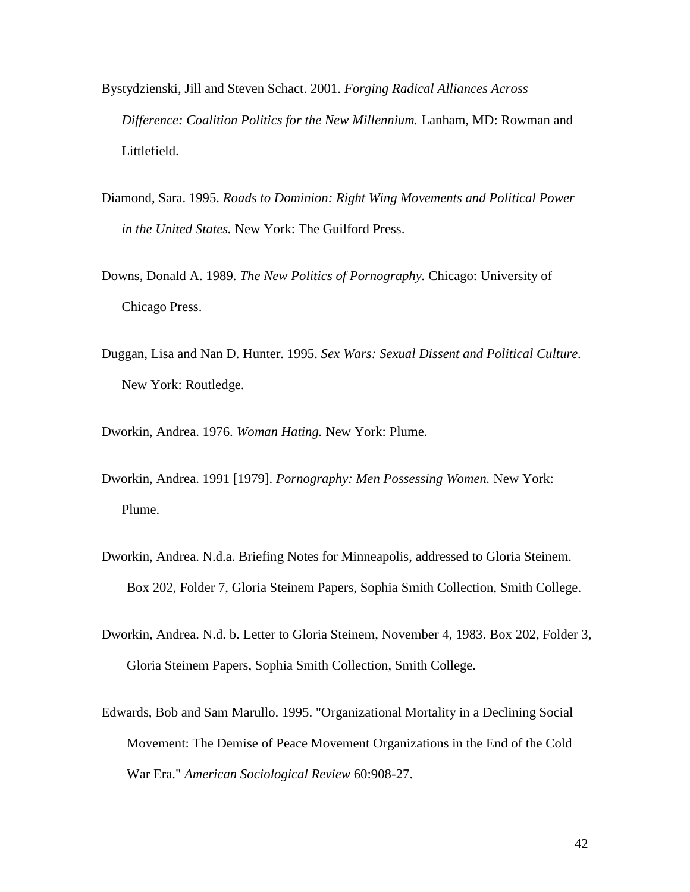Bystydzienski, Jill and Steven Schact. 2001. *Forging Radical Alliances Across Difference: Coalition Politics for the New Millennium.* Lanham, MD: Rowman and Littlefield.

Diamond, Sara. 1995. *Roads to Dominion: Right Wing Movements and Political Power in the United States.* New York: The Guilford Press.

Downs, Donald A. 1989. *The New Politics of Pornography.* Chicago: University of Chicago Press.

Duggan, Lisa and Nan D. Hunter. 1995. *Sex Wars: Sexual Dissent and Political Culture.* New York: Routledge.

Dworkin, Andrea. 1976. *Woman Hating.* New York: Plume.

Dworkin, Andrea. 1991 [1979]. *Pornography: Men Possessing Women.* New York: Plume.

Dworkin, Andrea. N.d.a. Briefing Notes for Minneapolis, addressed to Gloria Steinem. Box 202, Folder 7, Gloria Steinem Papers, Sophia Smith Collection, Smith College.

Dworkin, Andrea. N.d. b. Letter to Gloria Steinem, November 4, 1983. Box 202, Folder 3, Gloria Steinem Papers, Sophia Smith Collection, Smith College.

Edwards, Bob and Sam Marullo. 1995. "Organizational Mortality in a Declining Social Movement: The Demise of Peace Movement Organizations in the End of the Cold War Era." *American Sociological Review* 60:908-27.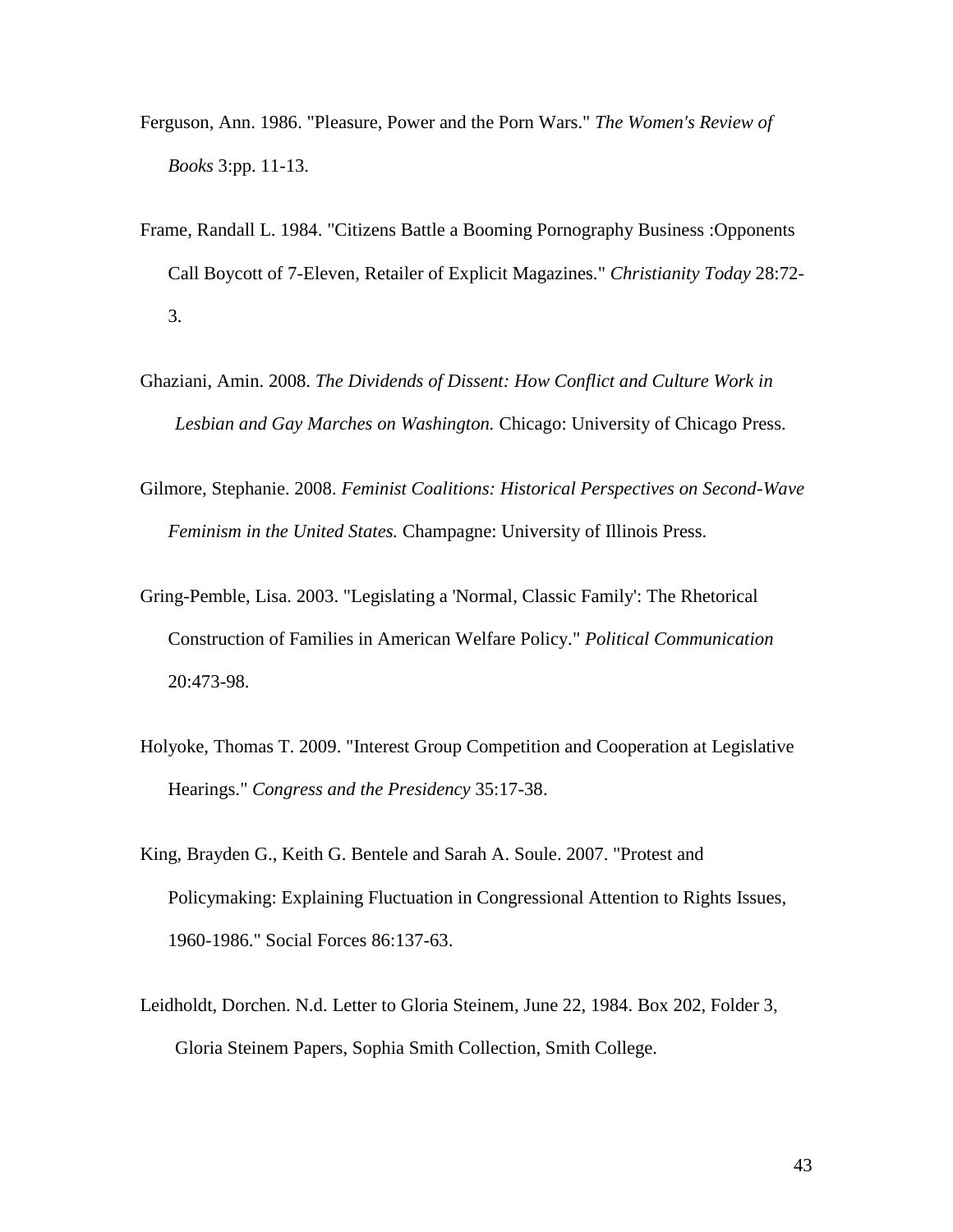Ferguson, Ann. 1986. "Pleasure, Power and the Porn Wars." *The Women's Review of Books* 3:pp. 11-13.

Frame, Randall L. 1984. "Citizens Battle a Booming Pornography Business :Opponents Call Boycott of 7-Eleven, Retailer of Explicit Magazines." *Christianity Today* 28:72-3.

Ghaziani, Amin. 2008. *The Dividends of Dissent: How Conflict and Culture Work in Lesbian and Gay Marches on Washington.* Chicago: University of Chicago Press.

Gilmore, Stephanie. 2008. *Feminist Coalitions: Historical Perspectives on Second-Wave Feminism in the United States.* Champagne: University of Illinois Press.

Gring-Pemble, Lisa. 2003. "Legislating a 'Normal, Classic Family': The Rhetorical Construction of Families in American Welfare Policy." *Political Communication* 20:473-98.

Holyoke, Thomas T. 2009. "Interest Group Competition and Cooperation at Legislative Hearings." *Congress and the Presidency* 35:17-38.

King, Brayden G., Keith G. Bentele and Sarah A. Soule. 2007. "Protest and Policymaking: Explaining Fluctuation in Congressional Attention to Rights Issues, 1960-1986." Social Forces 86:137-63.

Leidholdt, Dorchen. N.d. Letter to Gloria Steinem, June 22, 1984. Box 202, Folder 3, Gloria Steinem Papers, Sophia Smith Collection, Smith College.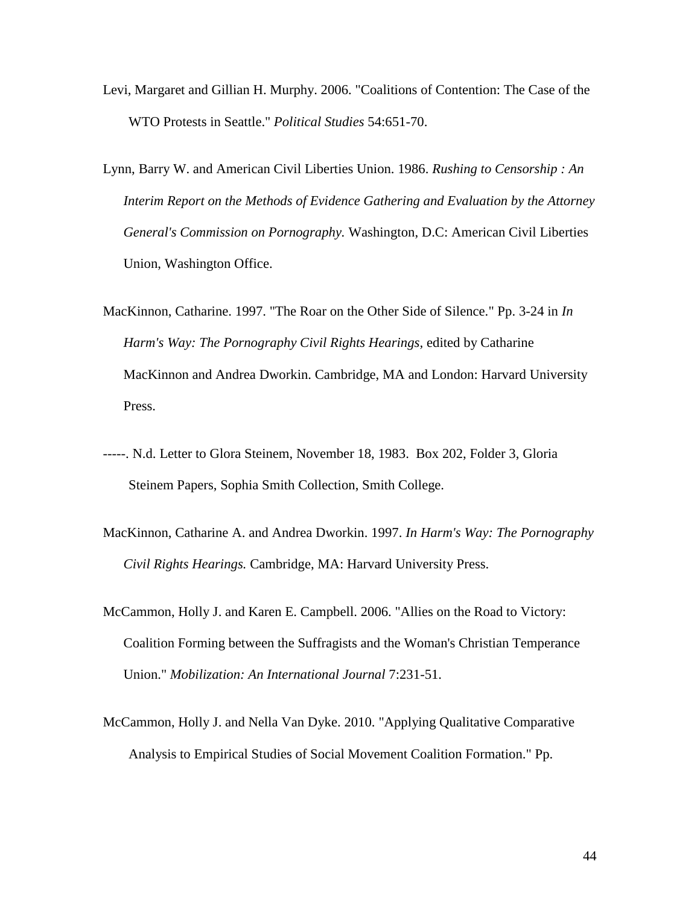Levi, Margaret and Gillian H. Murphy. 2006. "Coalitions of Contention: The Case of the WTO Protests in Seattle." *Political Studies* 54:651-70.

Lynn, Barry W. and American Civil Liberties Union. 1986. *Rushing to Censorship : An Interim Report on the Methods of Evidence Gathering and Evaluation by the Attorney General's Commission on Pornography.* Washington, D.C: American Civil Liberties Union, Washington Office.

MacKinnon, Catharine. 1997. "The Roar on the Other Side of Silence." Pp. 3-24 in *In Harm's Way: The Pornography Civil Rights Hearings*, edited by Catharine MacKinnon and Andrea Dworkin. Cambridge, MA and London: Harvard University Press.

-----. N.d. Letter to Glora Steinem, November 18, 1983. Box 202, Folder 3, Gloria Steinem Papers, Sophia Smith Collection, Smith College.

MacKinnon, Catharine A. and Andrea Dworkin. 1997. *In Harm's Way: The Pornography Civil Rights Hearings.* Cambridge, MA: Harvard University Press.

McCammon, Holly J. and Karen E. Campbell. 2006. "Allies on the Road to Victory: Coalition Forming between the Suffragists and the Woman's Christian Temperance Union." *Mobilization: An International Journal* 7:231-51.

McCammon, Holly J. and Nella Van Dyke. 2010. "Applying Qualitative Comparative Analysis to Empirical Studies of Social Movement Coalition Formation." Pp.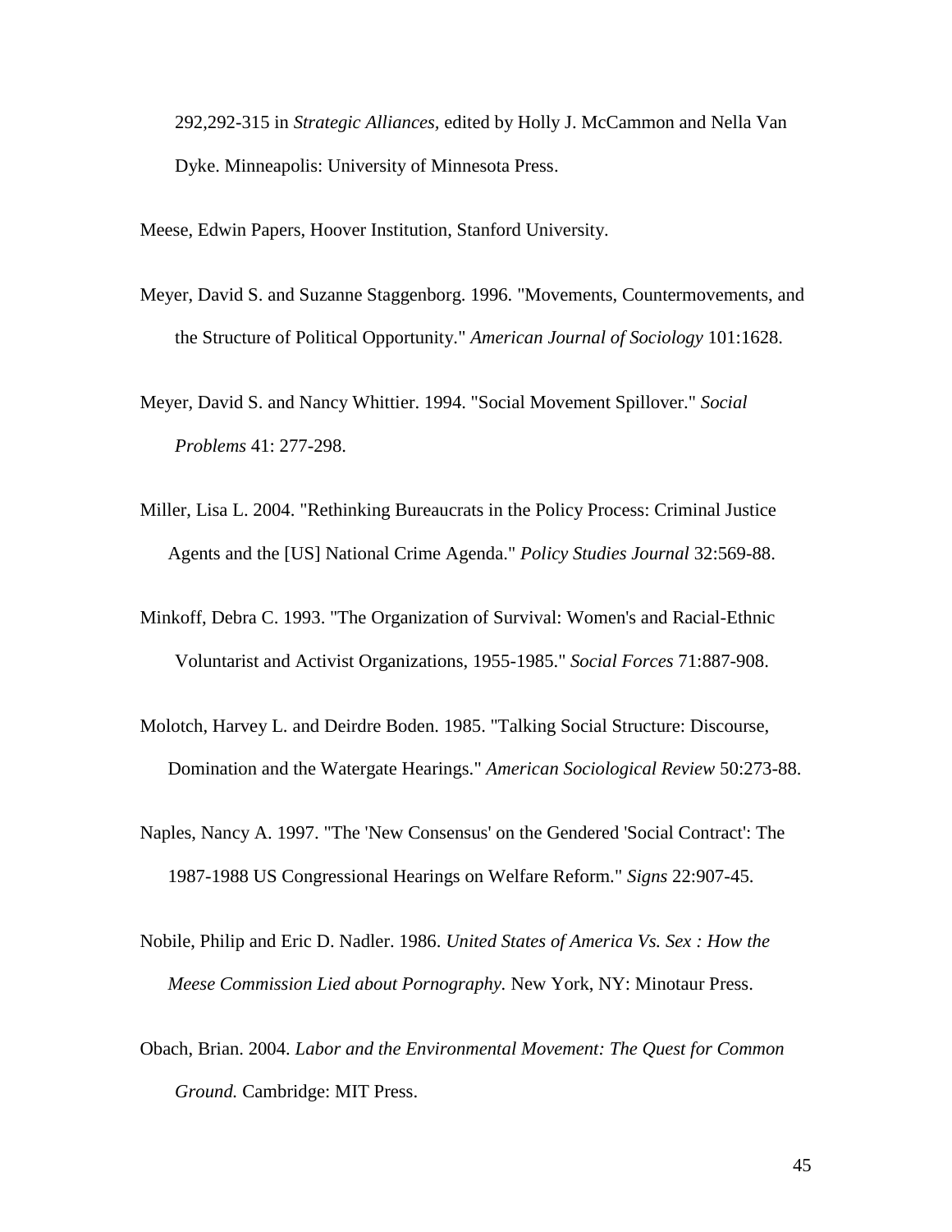292,292-315 in *Strategic Alliances*, edited by Holly J. McCammon and Nella Van Dyke. Minneapolis: University of Minnesota Press.

Meese, Edwin Papers, Hoover Institution, Stanford University.

Meyer, David S. and Suzanne Staggenborg. 1996. "Movements, Countermovements, and the Structure of Political Opportunity." *American Journal of Sociology* 101:1628.

Meyer, David S. and Nancy Whittier. 1994. "Social Movement Spillover." *Social Problems* 41: 277-298.

Miller, Lisa L. 2004. "Rethinking Bureaucrats in the Policy Process: Criminal Justice Agents and the [US] National Crime Agenda." *Policy Studies Journal* 32:569-88.

Minkoff, Debra C. 1993. "The Organization of Survival: Women's and Racial-Ethnic Voluntarist and Activist Organizations, 1955-1985." *Social Forces* 71:887-908.

Molotch, Harvey L. and Deirdre Boden. 1985. "Talking Social Structure: Discourse, Domination and the Watergate Hearings." *American Sociological Review* 50:273-88.

Naples, Nancy A. 1997. "The 'New Consensus' on the Gendered 'Social Contract': The 1987-1988 US Congressional Hearings on Welfare Reform." *Signs* 22:907-45.

Nobile, Philip and Eric D. Nadler. 1986. *United States of America Vs. Sex : How the Meese Commission Lied about Pornography*. New York, NY: Minotaur Press.

Obach, Brian. 2004. *Labor and the Environmental Movement: The Quest for Common Ground.* Cambridge: MIT Press.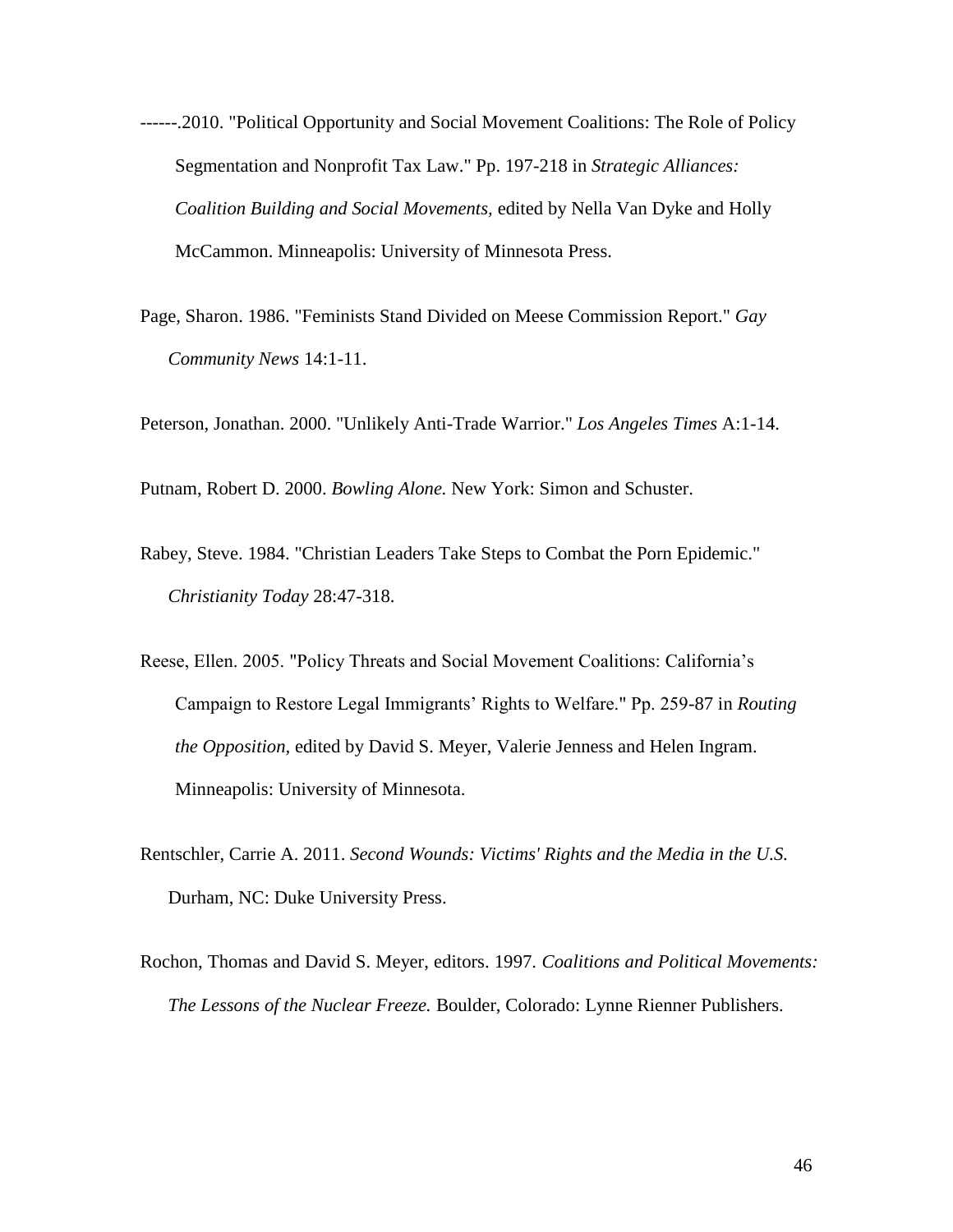------.2010. "Political Opportunity and Social Movement Coalitions: The Role of Policy Segmentation and Nonprofit Tax Law." Pp. 197-218 in *Strategic Alliances: Coalition Building and Social Movements,* edited by Nella Van Dyke and Holly McCammon. Minneapolis: University of Minnesota Press.

Page, Sharon. 1986. "Feminists Stand Divided on Meese Commission Report." *Gay Community News* 14:1-11.

Peterson, Jonathan. 2000. "Unlikely Anti-Trade Warrior." *Los Angeles Times* A:1-14.

Putnam, Robert D. 2000. *Bowling Alone.* New York: Simon and Schuster.

Rabey, Steve. 1984. "Christian Leaders Take Steps to Combat the Porn Epidemic." *Christianity Today* 28:47-318.

Reese, Ellen. 2005. "Policy Threats and Social Movement Coalitions: California's Campaign to Restore Legal Immigrants' Rights to Welfare." Pp. 259-87 in *Routing the Opposition,* edited by David S. Meyer, Valerie Jenness and Helen Ingram. Minneapolis: University of Minnesota.

Rentschler, Carrie A. 2011. *Second Wounds: Victims' Rights and the Media in the U.S.* Durham, NC: Duke University Press.

Rochon, Thomas and David S. Meyer, editors. 1997. *Coalitions and Political Movements: The Lessons of the Nuclear Freeze.* Boulder, Colorado: Lynne Rienner Publishers.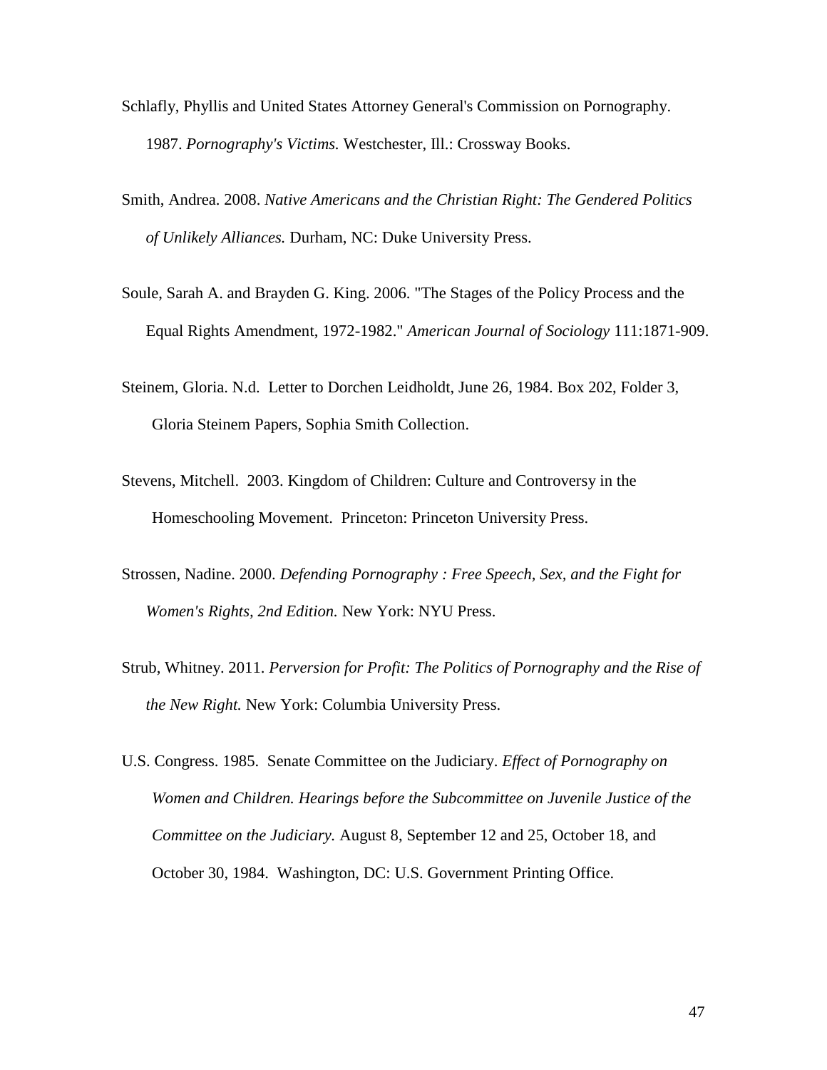Schlafly, Phyllis and United States Attorney General's Commission on Pornography. 1987. *Pornography's Victims.* Westchester, Ill.: Crossway Books.

Smith, Andrea. 2008. *Native Americans and the Christian Right: The Gendered Politics of Unlikely Alliances.* Durham, NC: Duke University Press.

Soule, Sarah A. and Brayden G. King. 2006. "The Stages of the Policy Process and the Equal Rights Amendment, 1972-1982." *American Journal of Sociology* 111:1871-909.

Steinem, Gloria. N.d. Letter to Dorchen Leidholdt, June 26, 1984. Box 202, Folder 3, Gloria Steinem Papers, Sophia Smith Collection.

Stevens, Mitchell. 2003. Kingdom of Children: Culture and Controversy in the Homeschooling Movement. Princeton: Princeton University Press.

Strossen, Nadine. 2000. *Defending Pornography : Free Speech, Sex, and the Fight for Women's Rights, 2nd Edition.* New York: NYU Press.

Strub, Whitney. 2011. *Perversion for Profit: The Politics of Pornography and the Rise of the New Right.* New York: Columbia University Press.

U.S. Congress. 1985. Senate Committee on the Judiciary. *Effect of Pornography on Women and Children. Hearings before the Subcommittee on Juvenile Justice of the Committee on the Judiciary.* August 8, September 12 and 25, October 18, and October 30, 1984. Washington, DC: U.S. Government Printing Office.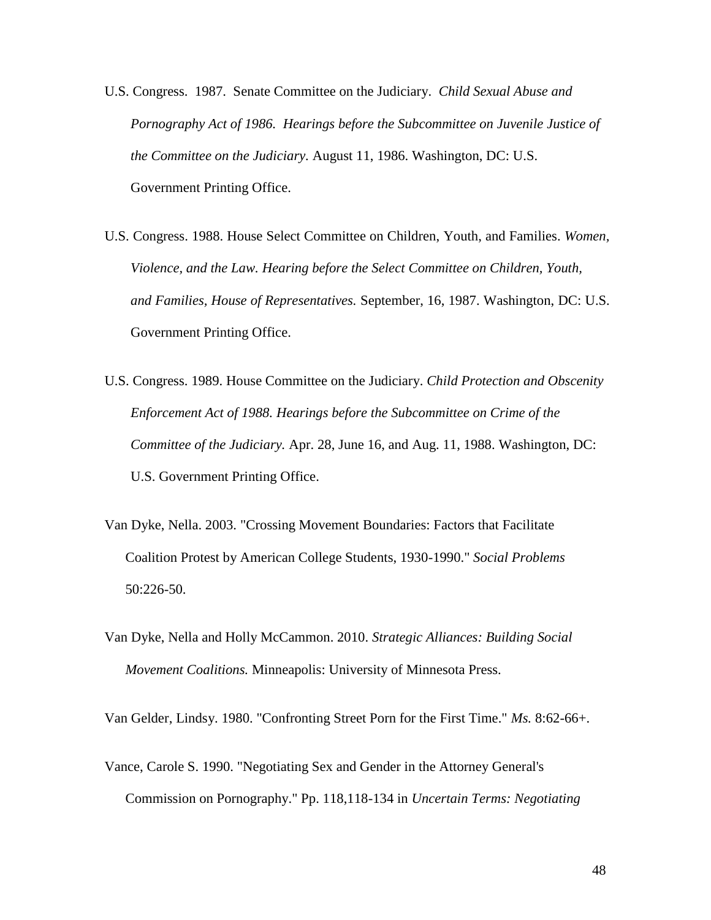U.S. Congress. 1987. Senate Committee on the Judiciary. *Child Sexual Abuse and Pornography Act of 1986. Hearings before the Subcommittee on Juvenile Justice of the Committee on the Judiciary.* August 11, 1986. Washington, DC: U.S. Government Printing Office.

U.S. Congress. 1988. House Select Committee on Children, Youth, and Families. *Women, Violence, and the Law. Hearing before the Select Committee on Children, Youth, and Families, House of Representatives.* September, 16, 1987. Washington, DC: U.S. Government Printing Office.

U.S. Congress. 1989. House Committee on the Judiciary. *Child Protection and Obscenity Enforcement Act of 1988. Hearings before the Subcommittee on Crime of the Committee of the Judiciary.* Apr. 28, June 16, and Aug. 11, 1988. Washington, DC: U.S. Government Printing Office.

Van Dyke, Nella. 2003. "Crossing Movement Boundaries: Factors that Facilitate Coalition Protest by American College Students, 1930-1990." *Social Problems* 50:226-50.

Van Dyke, Nella and Holly McCammon. 2010. *Strategic Alliances: Building Social Movement Coalitions.* Minneapolis: University of Minnesota Press.

Van Gelder, Lindsy. 1980. "Confronting Street Porn for the First Time." *Ms.* 8:62-66+.

Vance, Carole S. 1990. "Negotiating Sex and Gender in the Attorney General's Commission on Pornography." Pp. 118,118-134 in *Uncertain Terms: Negotiating*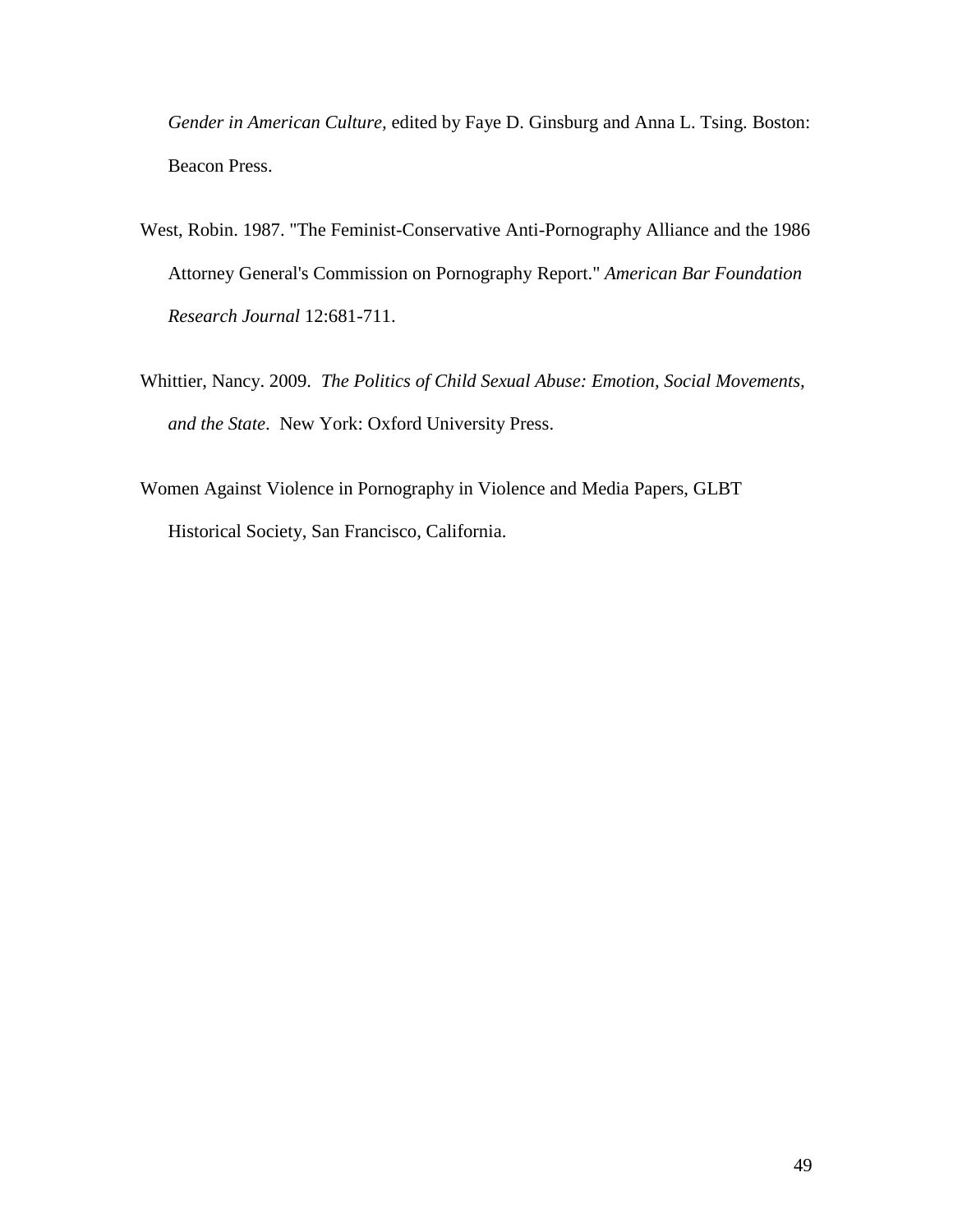*Gender in American Culture*, edited by Faye D. Ginsburg and Anna L. Tsing. Boston: Beacon Press.

West, Robin. 1987. "The Feminist-Conservative Anti-Pornography Alliance and the 1986 Attorney General's Commission on Pornography Report." *American Bar Foundation Research Journal* 12:681-711.

Whittier, Nancy. 2009. *The Politics of Child Sexual Abuse: Emotion, Social Movements, and the State*. New York: Oxford University Press.

Women Against Violence in Pornography in Violence and Media Papers, GLBT Historical Society, San Francisco, California.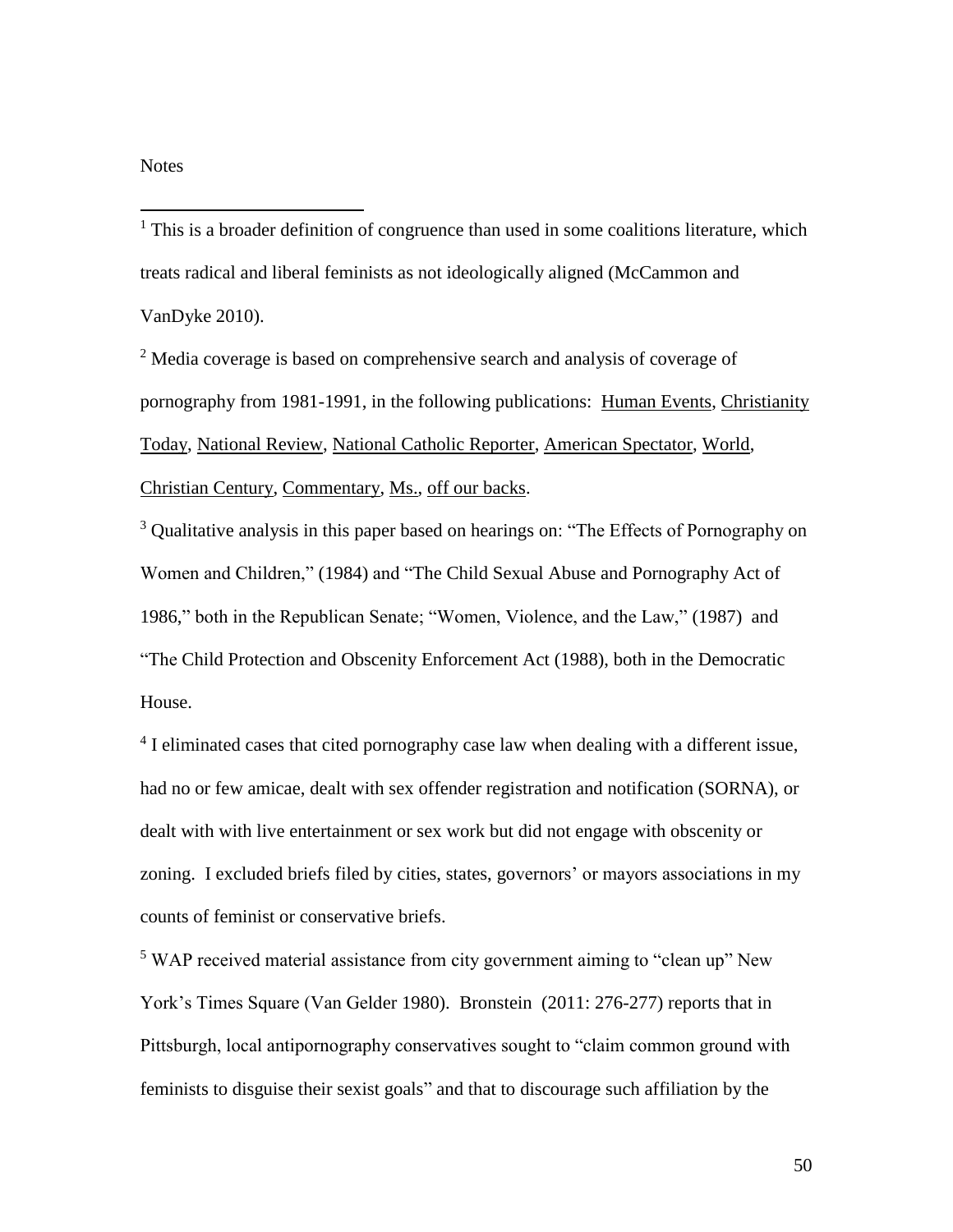Notes

[1] This is a broader definition of congruence than used in some coalitions literature, which treats radical and liberal feminists as not ideologically aligned (McCammon and VanDyke 2010).

[2] Media coverage is based on comprehensive search and analysis of coverage of pornography from 1981-1991, in the following publications: Human Events, Christianity Today, National Review, National Catholic Reporter, American Spectator, World, Christian Century, Commentary, Ms., off our backs.

[3] Qualitative analysis in this paper based on hearings on: "The Effects of Pornography on Women and Children," (1984) and "The Child Sexual Abuse and Pornography Act of 1986," both in the Republican Senate; "Women, Violence, and the Law," (1987) and "The Child Protection and Obscenity Enforcement Act (1988), both in the Democratic House.

[4] I eliminated cases that cited pornography case law when dealing with a different issue, had no or few amicae, dealt with sex offender registration and notification (SORNA), or dealt with with live entertainment or sex work but did not engage with obscenity or zoning. I excluded briefs filed by cities, states, governors' or mayors associations in my counts of feminist or conservative briefs.

[5] WAP received material assistance from city government aiming to "clean up" New York's Times Square (Van Gelder 1980). Bronstein (2011: 276-277) reports that in Pittsburgh, local antipornography conservatives sought to "claim common ground with feminists to disguise their sexist goals" and that to discourage such affiliation by the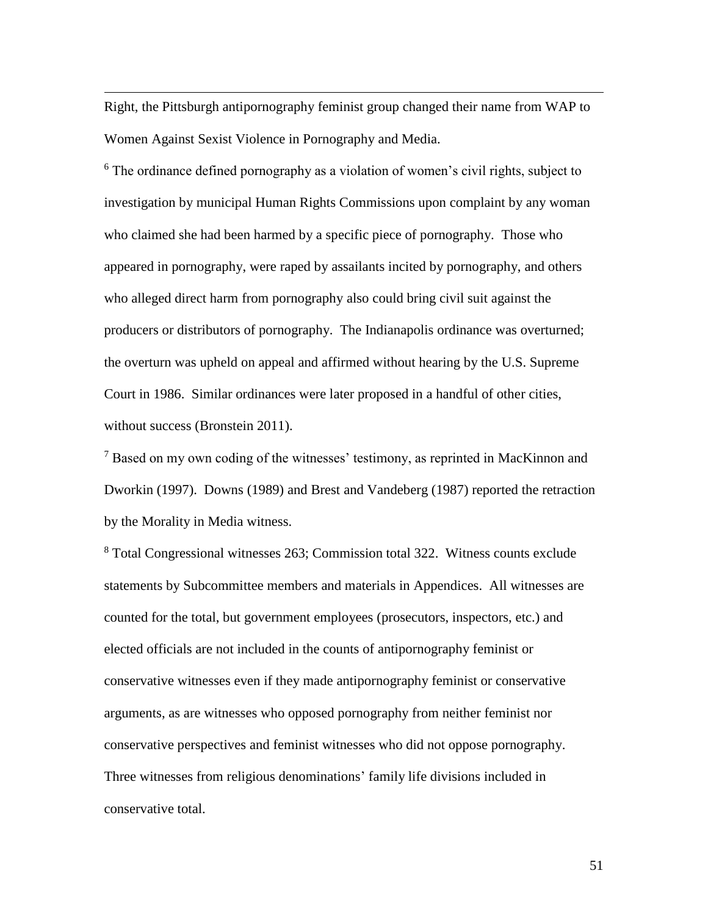Right, the Pittsburgh antipornography feminist group changed their name from WAP to Women Against Sexist Violence in Pornography and Media.

[6] The ordinance defined pornography as a violation of women's civil rights, subject to investigation by municipal Human Rights Commissions upon complaint by any woman who claimed she had been harmed by a specific piece of pornography. Those who appeared in pornography, were raped by assailants incited by pornography, and others who alleged direct harm from pornography also could bring civil suit against the producers or distributors of pornography. The Indianapolis ordinance was overturned; the overturn was upheld on appeal and affirmed without hearing by the U.S. Supreme Court in 1986. Similar ordinances were later proposed in a handful of other cities, without success (Bronstein 2011).

[7] Based on my own coding of the witnesses' testimony, as reprinted in MacKinnon and Dworkin (1997). Downs (1989) and Brest and Vandeberg (1987) reported the retraction by the Morality in Media witness.

[8] Total Congressional witnesses 263; Commission total 322. Witness counts exclude statements by Subcommittee members and materials in Appendices. All witnesses are counted for the total, but government employees (prosecutors, inspectors, etc.) and elected officials are not included in the counts of antipornography feminist or conservative witnesses even if they made antipornography feminist or conservative arguments, as are witnesses who opposed pornography from neither feminist nor conservative perspectives and feminist witnesses who did not oppose pornography. Three witnesses from religious denominations' family life divisions included in conservative total.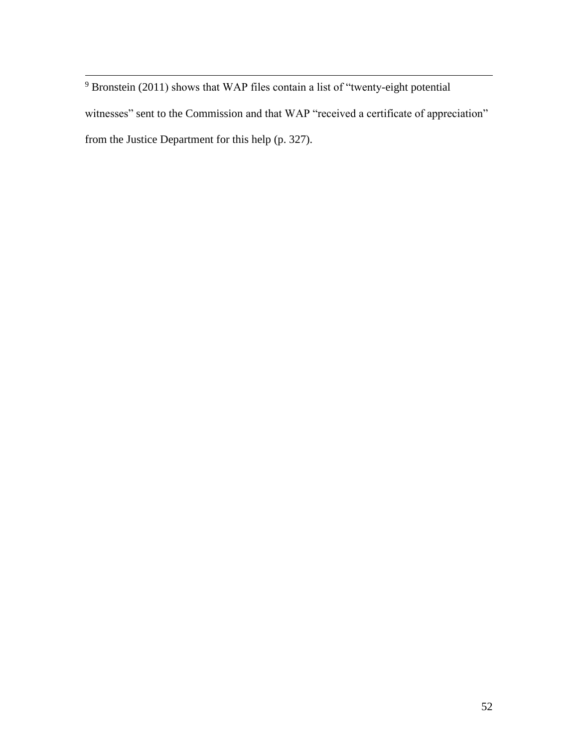[9] Bronstein (2011) shows that WAP files contain a list of "twenty-eight potential witnesses" sent to the Commission and that WAP "received a certificate of appreciation" from the Justice Department for this help (p. 327).